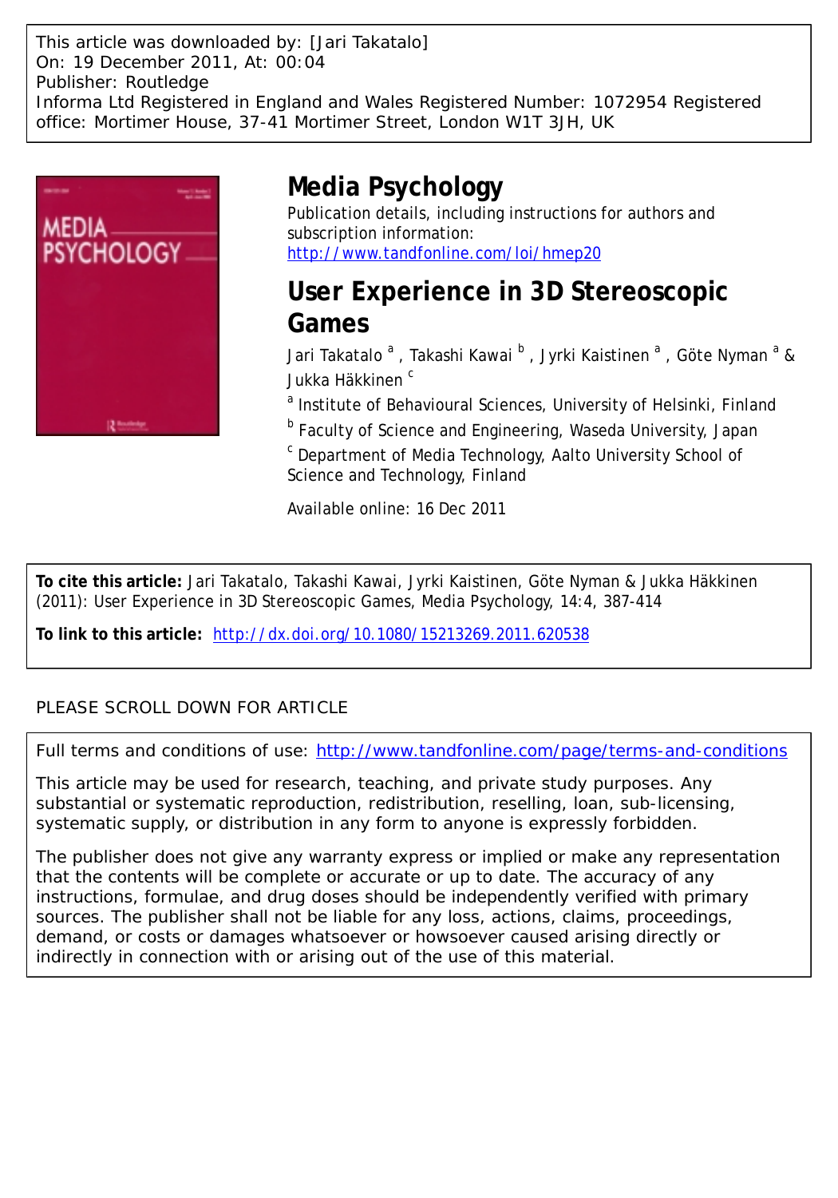This article was downloaded by: [Jari Takatalo]
On: 19 December 2011, At: 00:04
Publisher: Routledge
Informa Ltd Registered in England and Wales Registered Number: 1072954 Registered office: Mortimer House, 37-41 Mortimer Street, London W1T 3JH, UK

# Media Psychology

Publication details, including instructions for authors and subscription information:
http://www.tandfonline.com/loi/hmep20

## User Experience in 3D Stereoscopic Games

Jari Takatalo [a] , Takashi Kawai [b] , Jyrki Kaistinen [a] , Göte Nyman [a] & Jukka Häkkinen [c]

[a] Institute of Behavioural Sciences, University of Helsinki, Finland

[b] Faculty of Science and Engineering, Waseda University, Japan

[c] Department of Media Technology, Aalto University School of Science and Technology, Finland

Available online: 16 Dec 2011

**To cite this article:** Jari Takatalo, Takashi Kawai, Jyrki Kaistinen, Göte Nyman & Jukka Häkkinen (2011): User Experience in 3D Stereoscopic Games, Media Psychology, 14:4, 387-414

**To link to this article:** http://dx.doi.org/10.1080/15213269.2011.620538

PLEASE SCROLL DOWN FOR ARTICLE

Full terms and conditions of use: http://www.tandfonline.com/page/terms-and-conditions

This article may be used for research, teaching, and private study purposes. Any substantial or systematic reproduction, redistribution, reselling, loan, sub-licensing, systematic supply, or distribution in any form to anyone is expressly forbidden.

The publisher does not give any warranty express or implied or make any representation that the contents will be complete or accurate or up to date. The accuracy of any instructions, formulae, and drug doses should be independently verified with primary sources. The publisher shall not be liable for any loss, actions, claims, proceedings, demand, or costs or damages whatsoever or howsoever caused arising directly or indirectly in connection with or arising out of the use of this material.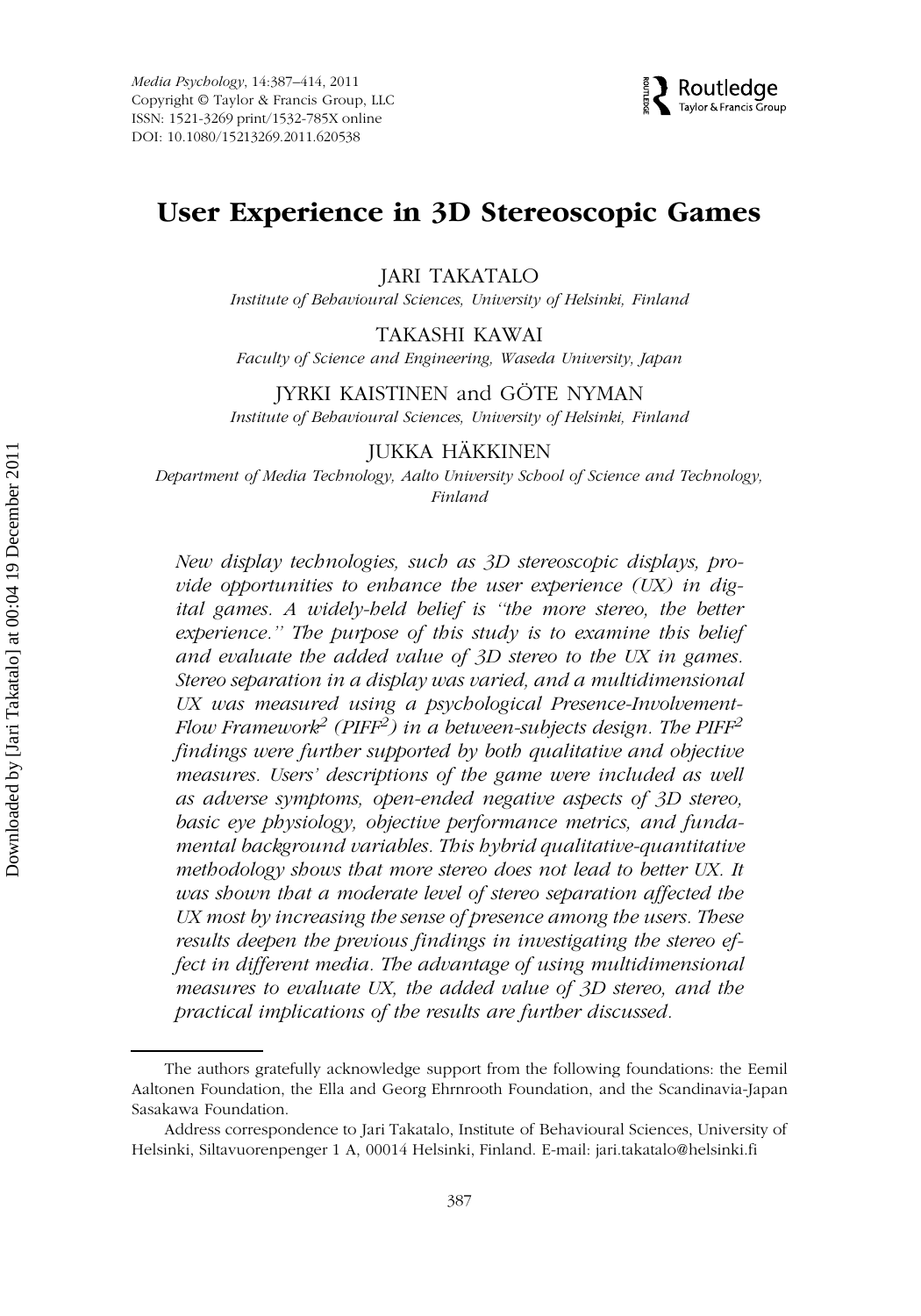# User Experience in 3D Stereoscopic Games

JARI TAKATALO

*Institute of Behavioural Sciences, University of Helsinki, Finland*

TAKASHI KAWAI

*Faculty of Science and Engineering, Waseda University, Japan*

JYRKI KAISTINEN and GÖTE NYMAN

*Institute of Behavioural Sciences, University of Helsinki, Finland*

JUKKA HÄKKINEN

*Department of Media Technology, Aalto University School of Science and Technology, Finland*

*New display technologies, such as 3D stereoscopic displays, provide opportunities to enhance the user experience (UX) in digital games. A widely-held belief is "the more stereo, the better experience." The purpose of this study is to examine this belief and evaluate the added value of 3D stereo to the UX in games. Stereo separation in a display was varied, and a multidimensional UX was measured using a psychological Presence-Involvement-Flow Framework$^2$ (PIFF$^2$) in a between-subjects design. The PIFF$^2$ findings were further supported by both qualitative and objective measures. Users' descriptions of the game were included as well as adverse symptoms, open-ended negative aspects of 3D stereo, basic eye physiology, objective performance metrics, and fundamental background variables. This hybrid qualitative-quantitative methodology shows that more stereo does not lead to better UX. It was shown that a moderate level of stereo separation affected the UX most by increasing the sense of presence among the users. These results deepen the previous findings in investigating the stereo effect in different media. The advantage of using multidimensional measures to evaluate UX, the added value of 3D stereo, and the practical implications of the results are further discussed.*

---

The authors gratefully acknowledge support from the following foundations: the Eemil Aaltonen Foundation, the Ella and Georg Ehrnrooth Foundation, and the Scandinavia-Japan Sasakawa Foundation.

Address correspondence to Jari Takatalo, Institute of Behavioural Sciences, University of Helsinki, Siltavuorenpenger 1 A, 00014 Helsinki, Finland. E-mail: jari.takatalo@helsinki.fi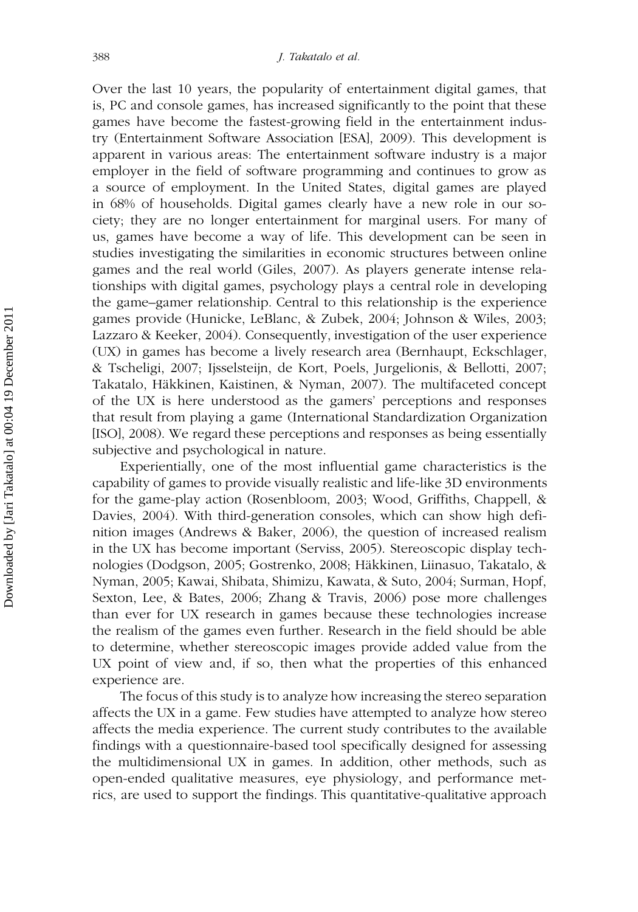Over the last 10 years, the popularity of entertainment digital games, that is, PC and console games, has increased significantly to the point that these games have become the fastest-growing field in the entertainment industry (Entertainment Software Association [ESA], 2009). This development is apparent in various areas: The entertainment software industry is a major employer in the field of software programming and continues to grow as a source of employment. In the United States, digital games are played in 68% of households. Digital games clearly have a new role in our society; they are no longer entertainment for marginal users. For many of us, games have become a way of life. This development can be seen in studies investigating the similarities in economic structures between online games and the real world (Giles, 2007). As players generate intense relationships with digital games, psychology plays a central role in developing the game–gamer relationship. Central to this relationship is the experience games provide (Hunicke, LeBlanc, & Zubek, 2004; Johnson & Wiles, 2003; Lazzaro & Keeker, 2004). Consequently, investigation of the user experience (UX) in games has become a lively research area (Bernhaupt, Eckschlager, & Tscheligi, 2007; Ijsselsteijn, de Kort, Poels, Jurgelionis, & Bellotti, 2007; Takatalo, Häkkinen, Kaistinen, & Nyman, 2007). The multifaceted concept of the UX is here understood as the gamers' perceptions and responses that result from playing a game (International Standardization Organization [ISO], 2008). We regard these perceptions and responses as being essentially subjective and psychological in nature.

Experientially, one of the most influential game characteristics is the capability of games to provide visually realistic and life-like 3D environments for the game-play action (Rosenbloom, 2003; Wood, Griffiths, Chappell, & Davies, 2004). With third-generation consoles, which can show high definition images (Andrews & Baker, 2006), the question of increased realism in the UX has become important (Serviss, 2005). Stereoscopic display technologies (Dodgson, 2005; Gostrenko, 2008; Häkkinen, Liinasuo, Takatalo, & Nyman, 2005; Kawai, Shibata, Shimizu, Kawata, & Suto, 2004; Surman, Hopf, Sexton, Lee, & Bates, 2006; Zhang & Travis, 2006) pose more challenges than ever for UX research in games because these technologies increase the realism of the games even further. Research in the field should be able to determine, whether stereoscopic images provide added value from the UX point of view and, if so, then what the properties of this enhanced experience are.

The focus of this study is to analyze how increasing the stereo separation affects the UX in a game. Few studies have attempted to analyze how stereo affects the media experience. The current study contributes to the available findings with a questionnaire-based tool specifically designed for assessing the multidimensional UX in games. In addition, other methods, such as open-ended qualitative measures, eye physiology, and performance metrics, are used to support the findings. This quantitative-qualitative approach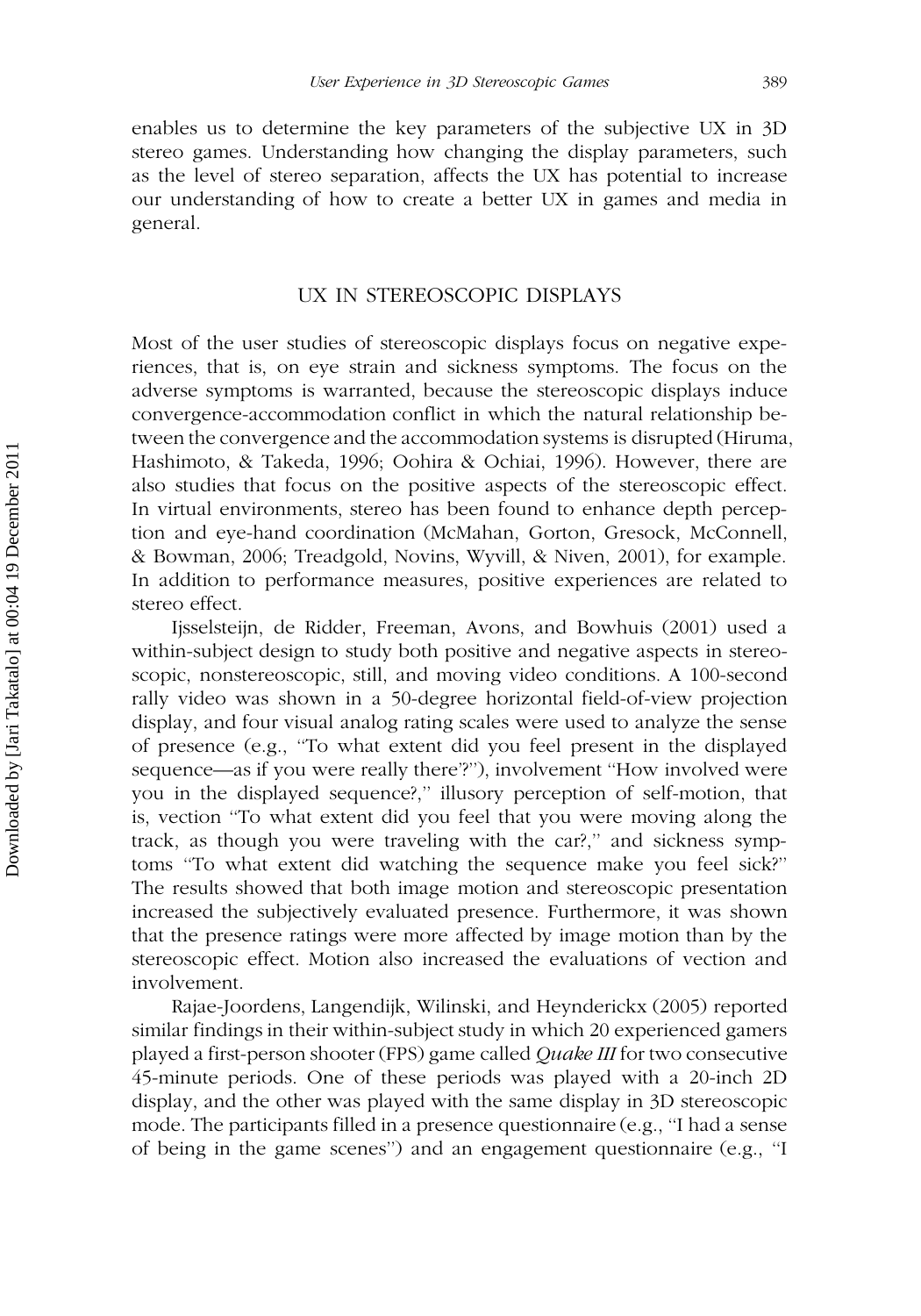enables us to determine the key parameters of the subjective UX in 3D stereo games. Understanding how changing the display parameters, such as the level of stereo separation, affects the UX has potential to increase our understanding of how to create a better UX in games and media in general.

## UX IN STEREOSCOPIC DISPLAYS

Most of the user studies of stereoscopic displays focus on negative experiences, that is, on eye strain and sickness symptoms. The focus on the adverse symptoms is warranted, because the stereoscopic displays induce convergence-accommodation conflict in which the natural relationship between the convergence and the accommodation systems is disrupted (Hiruma, Hashimoto, & Takeda, 1996; Oohira & Ochiai, 1996). However, there are also studies that focus on the positive aspects of the stereoscopic effect. In virtual environments, stereo has been found to enhance depth perception and eye-hand coordination (McMahan, Gorton, Gresock, McConnell, & Bowman, 2006; Treadgold, Novins, Wyvill, & Niven, 2001), for example. In addition to performance measures, positive experiences are related to stereo effect.

Ijsselsteijn, de Ridder, Freeman, Avons, and Bowhuis (2001) used a within-subject design to study both positive and negative aspects in stereoscopic, nonstereoscopic, still, and moving video conditions. A 100-second rally video was shown in a 50-degree horizontal field-of-view projection display, and four visual analog rating scales were used to analyze the sense of presence (e.g., "To what extent did you feel present in the displayed sequence—as if you were really there'?"), involvement "How involved were you in the displayed sequence?," illusory perception of self-motion, that is, vection "To what extent did you feel that you were moving along the track, as though you were traveling with the car?," and sickness symptoms "To what extent did watching the sequence make you feel sick?" The results showed that both image motion and stereoscopic presentation increased the subjectively evaluated presence. Furthermore, it was shown that the presence ratings were more affected by image motion than by the stereoscopic effect. Motion also increased the evaluations of vection and involvement.

Rajae-Joordens, Langendijk, Wilinski, and Heynderickx (2005) reported similar findings in their within-subject study in which 20 experienced gamers played a first-person shooter (FPS) game called *Quake III* for two consecutive 45-minute periods. One of these periods was played with a 20-inch 2D display, and the other was played with the same display in 3D stereoscopic mode. The participants filled in a presence questionnaire (e.g., "I had a sense of being in the game scenes") and an engagement questionnaire (e.g., "I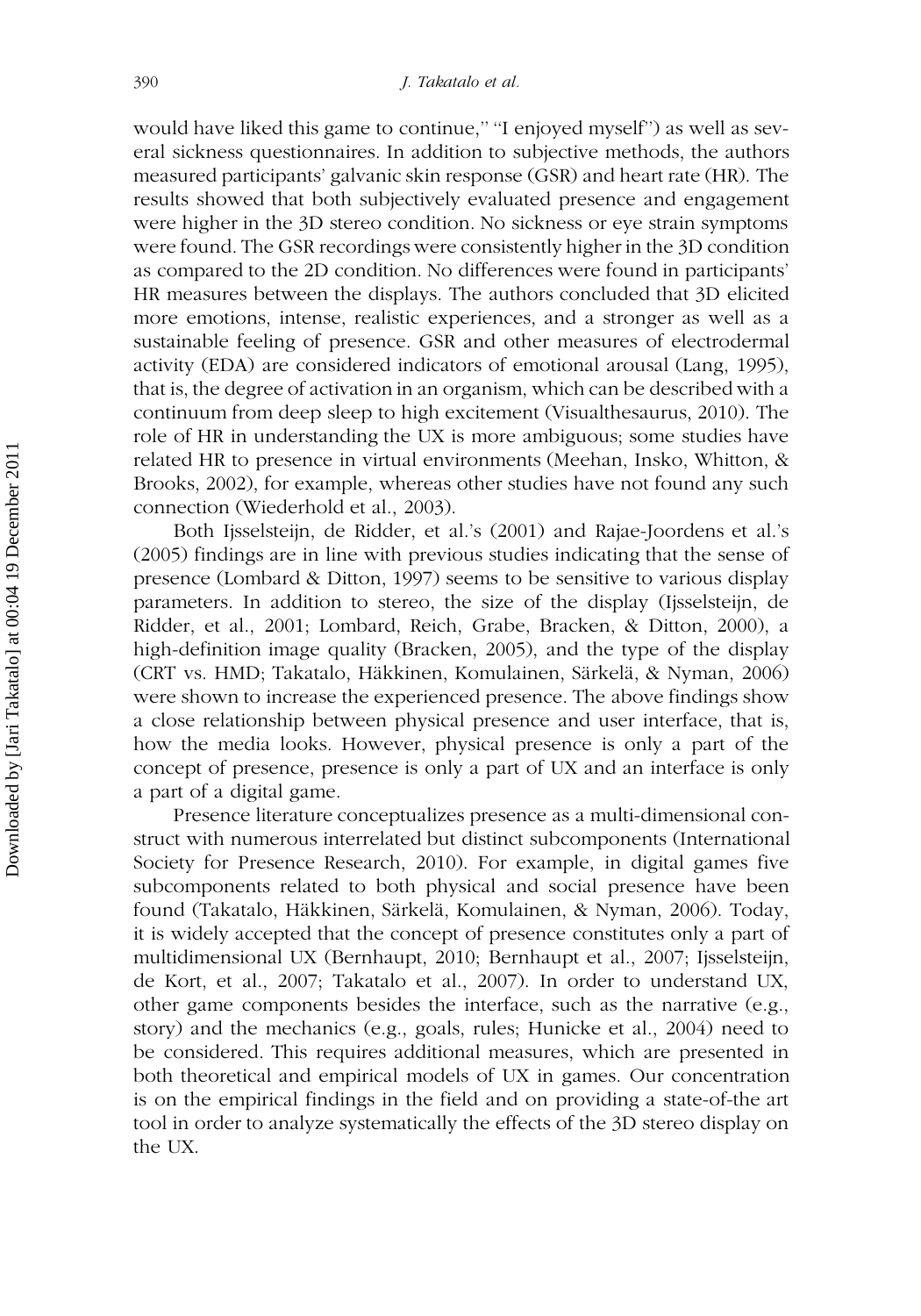would have liked this game to continue," "I enjoyed myself") as well as several sickness questionnaires. In addition to subjective methods, the authors measured participants' galvanic skin response (GSR) and heart rate (HR). The results showed that both subjectively evaluated presence and engagement were higher in the 3D stereo condition. No sickness or eye strain symptoms were found. The GSR recordings were consistently higher in the 3D condition as compared to the 2D condition. No differences were found in participants' HR measures between the displays. The authors concluded that 3D elicited more emotions, intense, realistic experiences, and a stronger as well as a sustainable feeling of presence. GSR and other measures of electrodermal activity (EDA) are considered indicators of emotional arousal (Lang, 1995), that is, the degree of activation in an organism, which can be described with a continuum from deep sleep to high excitement (Visualthesaurus, 2010). The role of HR in understanding the UX is more ambiguous; some studies have related HR to presence in virtual environments (Meehan, Insko, Whitton, & Brooks, 2002), for example, whereas other studies have not found any such connection (Wiederhold et al., 2003).

Both Ijsselsteijn, de Ridder, et al.'s (2001) and Rajae-Joordens et al.'s (2005) findings are in line with previous studies indicating that the sense of presence (Lombard & Ditton, 1997) seems to be sensitive to various display parameters. In addition to stereo, the size of the display (Ijsselsteijn, de Ridder, et al., 2001; Lombard, Reich, Grabe, Bracken, & Ditton, 2000), a high-definition image quality (Bracken, 2005), and the type of the display (CRT vs. HMD; Takatalo, Häkkinen, Komulainen, Särkelä, & Nyman, 2006) were shown to increase the experienced presence. The above findings show a close relationship between physical presence and user interface, that is, how the media looks. However, physical presence is only a part of the concept of presence, presence is only a part of UX and an interface is only a part of a digital game.

Presence literature conceptualizes presence as a multi-dimensional construct with numerous interrelated but distinct subcomponents (International Society for Presence Research, 2010). For example, in digital games five subcomponents related to both physical and social presence have been found (Takatalo, Häkkinen, Särkelä, Komulainen, & Nyman, 2006). Today, it is widely accepted that the concept of presence constitutes only a part of multidimensional UX (Bernhaupt, 2010; Bernhaupt et al., 2007; Ijsselsteijn, de Kort, et al., 2007; Takatalo et al., 2007). In order to understand UX, other game components besides the interface, such as the narrative (e.g., story) and the mechanics (e.g., goals, rules; Hunicke et al., 2004) need to be considered. This requires additional measures, which are presented in both theoretical and empirical models of UX in games. Our concentration is on the empirical findings in the field and on providing a state-of-the art tool in order to analyze systematically the effects of the 3D stereo display on the UX.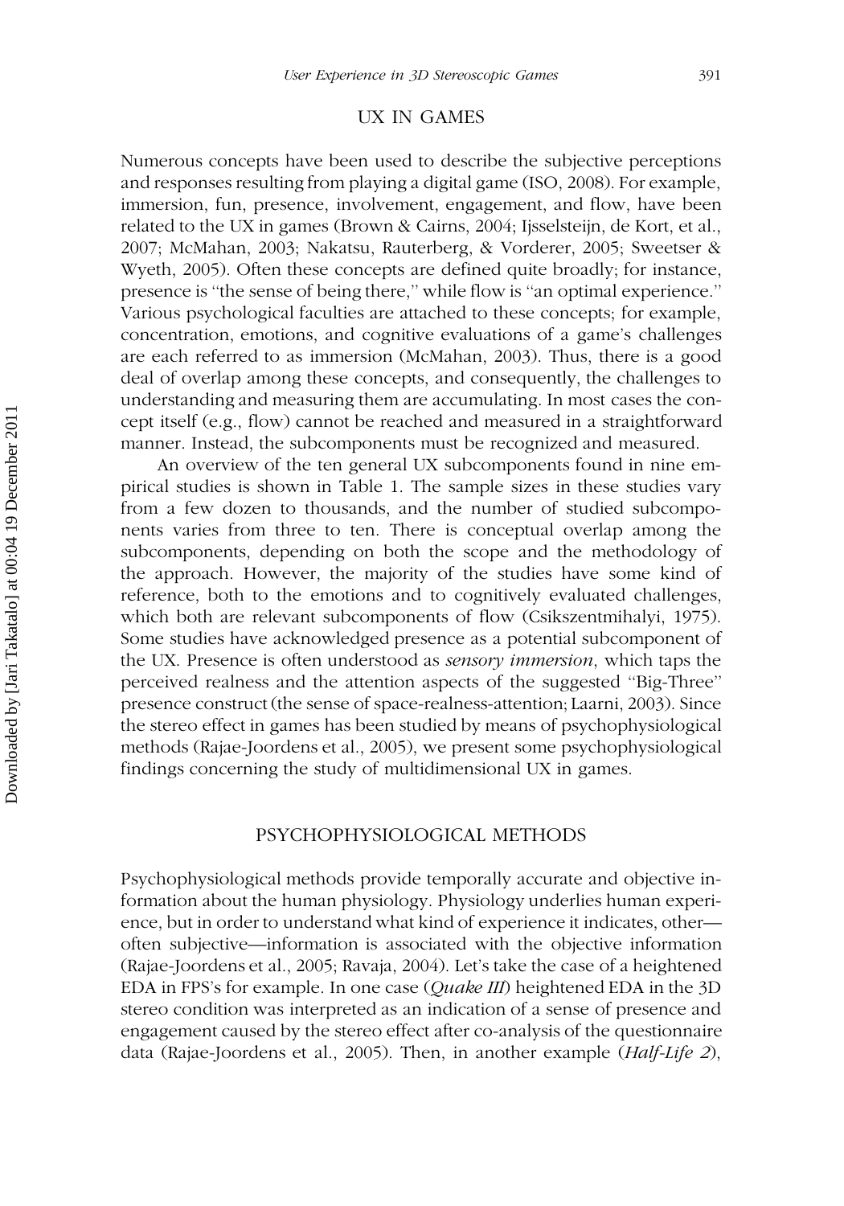## UX IN GAMES

Numerous concepts have been used to describe the subjective perceptions and responses resulting from playing a digital game (ISO, 2008). For example, immersion, fun, presence, involvement, engagement, and flow, have been related to the UX in games (Brown & Cairns, 2004; Ijsselsteijn, de Kort, et al., 2007; McMahan, 2003; Nakatsu, Rauterberg, & Vorderer, 2005; Sweetser & Wyeth, 2005). Often these concepts are defined quite broadly; for instance, presence is "the sense of being there," while flow is "an optimal experience." Various psychological faculties are attached to these concepts; for example, concentration, emotions, and cognitive evaluations of a game's challenges are each referred to as immersion (McMahan, 2003). Thus, there is a good deal of overlap among these concepts, and consequently, the challenges to understanding and measuring them are accumulating. In most cases the concept itself (e.g., flow) cannot be reached and measured in a straightforward manner. Instead, the subcomponents must be recognized and measured.

An overview of the ten general UX subcomponents found in nine empirical studies is shown in Table 1. The sample sizes in these studies vary from a few dozen to thousands, and the number of studied subcomponents varies from three to ten. There is conceptual overlap among the subcomponents, depending on both the scope and the methodology of the approach. However, the majority of the studies have some kind of reference, both to the emotions and to cognitively evaluated challenges, which both are relevant subcomponents of flow (Csikszentmihalyi, 1975). Some studies have acknowledged presence as a potential subcomponent of the UX. Presence is often understood as *sensory immersion*, which taps the perceived realness and the attention aspects of the suggested "Big-Three" presence construct (the sense of space-realness-attention; Laarni, 2003). Since the stereo effect in games has been studied by means of psychophysiological methods (Rajae-Joordens et al., 2005), we present some psychophysiological findings concerning the study of multidimensional UX in games.

## PSYCHOPHYSIOLOGICAL METHODS

Psychophysiological methods provide temporally accurate and objective information about the human physiology. Physiology underlies human experience, but in order to understand what kind of experience it indicates, other—often subjective—information is associated with the objective information (Rajae-Joordens et al., 2005; Ravaja, 2004). Let's take the case of a heightened EDA in FPS's for example. In one case (*Quake III*) heightened EDA in the 3D stereo condition was interpreted as an indication of a sense of presence and engagement caused by the stereo effect after co-analysis of the questionnaire data (Rajae-Joordens et al., 2005). Then, in another example (*Half-Life 2*),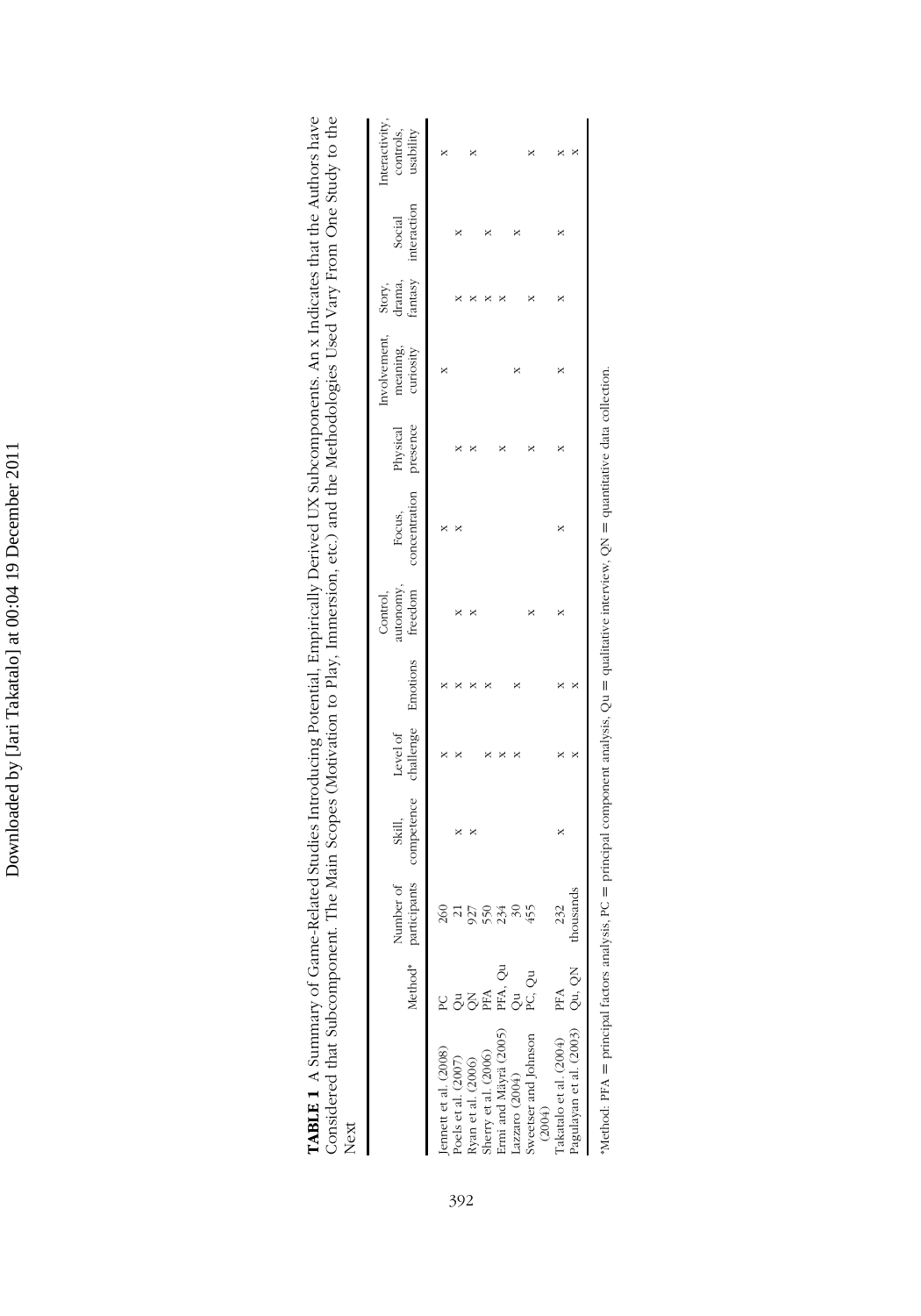**TABLE 1** A Summary of Game-Related Studies Introducing Potential, Empirically Derived UX Subcomponents. An x Indicates that the Authors have Considered that Subcomponent. The Main Scopes (Motivation to Play, Immersion, etc.) and the Methodologies Used Vary From One Study to the Next

| | Method[a] | Number of participants | Skill, competence | Level of challenge | Emotions | Control, autonomy, freedom | Focus, concentration | Physical presence | Involvement, meaning, curiosity | Story, drama, fantasy | Social interaction | Interactivity, controls, usability |
|---|---|---|---|---|---|---|---|---|---|---|---|---|
| Jennett et al. (2008) | PC | 260 | | x | x | | x | | x | | | x |
| Poels et al. (2007) | Qu | 21 | x | x | x | x | x | x | | x | x | |
| Ryan et al. (2006) | QN | 927 | x | | x | x | | x | | x | | x |
| Sherry et al. (2006) | PFA | 550 | | x | x | | | | | x | x | |
| Ermi and Mäyrä (2005) | PFA, Qu | 234 | | x | | | | x | | x | | |
| Lazzaro (2004) | Qu | 30 | | x | x | | | | x | | x | |
| Sweetser and Johnson (2004) | PC, Qu | 455 | | | | x | | x | | x | | x |
| Takatalo et al. (2004) | PFA | 232 | x | x | x | x | x | x | x | x | x | x |
| Pagulayan et al. (2003) | Qu, QN | thousands | | x | x | | | | | | | x |

[a]Method: PFA = principal factors analysis, PC = principal component analysis, Qu = qualitative interview, QN = quantitative data collection.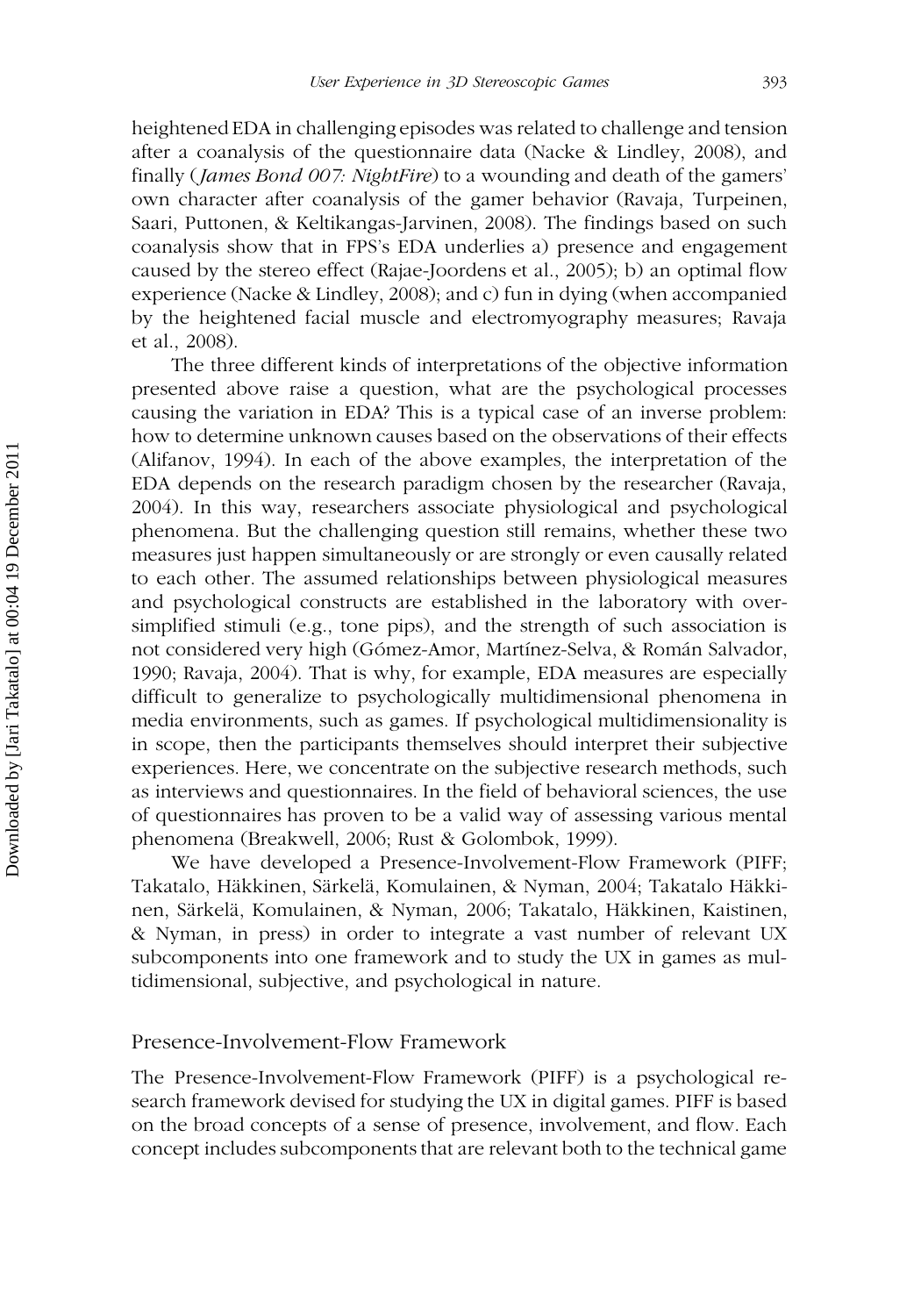heightened EDA in challenging episodes was related to challenge and tension after a coanalysis of the questionnaire data (Nacke & Lindley, 2008), and finally (*James Bond 007: NightFire*) to a wounding and death of the gamers' own character after coanalysis of the gamer behavior (Ravaja, Turpeinen, Saari, Puttonen, & Keltikangas-Jarvinen, 2008). The findings based on such coanalysis show that in FPS's EDA underlies a) presence and engagement caused by the stereo effect (Rajae-Joordens et al., 2005); b) an optimal flow experience (Nacke & Lindley, 2008); and c) fun in dying (when accompanied by the heightened facial muscle and electromyography measures; Ravaja et al., 2008).

The three different kinds of interpretations of the objective information presented above raise a question, what are the psychological processes causing the variation in EDA? This is a typical case of an inverse problem: how to determine unknown causes based on the observations of their effects (Alifanov, 1994). In each of the above examples, the interpretation of the EDA depends on the research paradigm chosen by the researcher (Ravaja, 2004). In this way, researchers associate physiological and psychological phenomena. But the challenging question still remains, whether these two measures just happen simultaneously or are strongly or even causally related to each other. The assumed relationships between physiological measures and psychological constructs are established in the laboratory with oversimplified stimuli (e.g., tone pips), and the strength of such association is not considered very high (Gómez-Amor, Martínez-Selva, & Román Salvador, 1990; Ravaja, 2004). That is why, for example, EDA measures are especially difficult to generalize to psychologically multidimensional phenomena in media environments, such as games. If psychological multidimensionality is in scope, then the participants themselves should interpret their subjective experiences. Here, we concentrate on the subjective research methods, such as interviews and questionnaires. In the field of behavioral sciences, the use of questionnaires has proven to be a valid way of assessing various mental phenomena (Breakwell, 2006; Rust & Golombok, 1999).

We have developed a Presence-Involvement-Flow Framework (PIFF; Takatalo, Häkkinen, Särkelä, Komulainen, & Nyman, 2004; Takatalo Häkkinen, Särkelä, Komulainen, & Nyman, 2006; Takatalo, Häkkinen, Kaistinen, & Nyman, in press) in order to integrate a vast number of relevant UX subcomponents into one framework and to study the UX in games as multidimensional, subjective, and psychological in nature.

## Presence-Involvement-Flow Framework

The Presence-Involvement-Flow Framework (PIFF) is a psychological research framework devised for studying the UX in digital games. PIFF is based on the broad concepts of a sense of presence, involvement, and flow. Each concept includes subcomponents that are relevant both to the technical game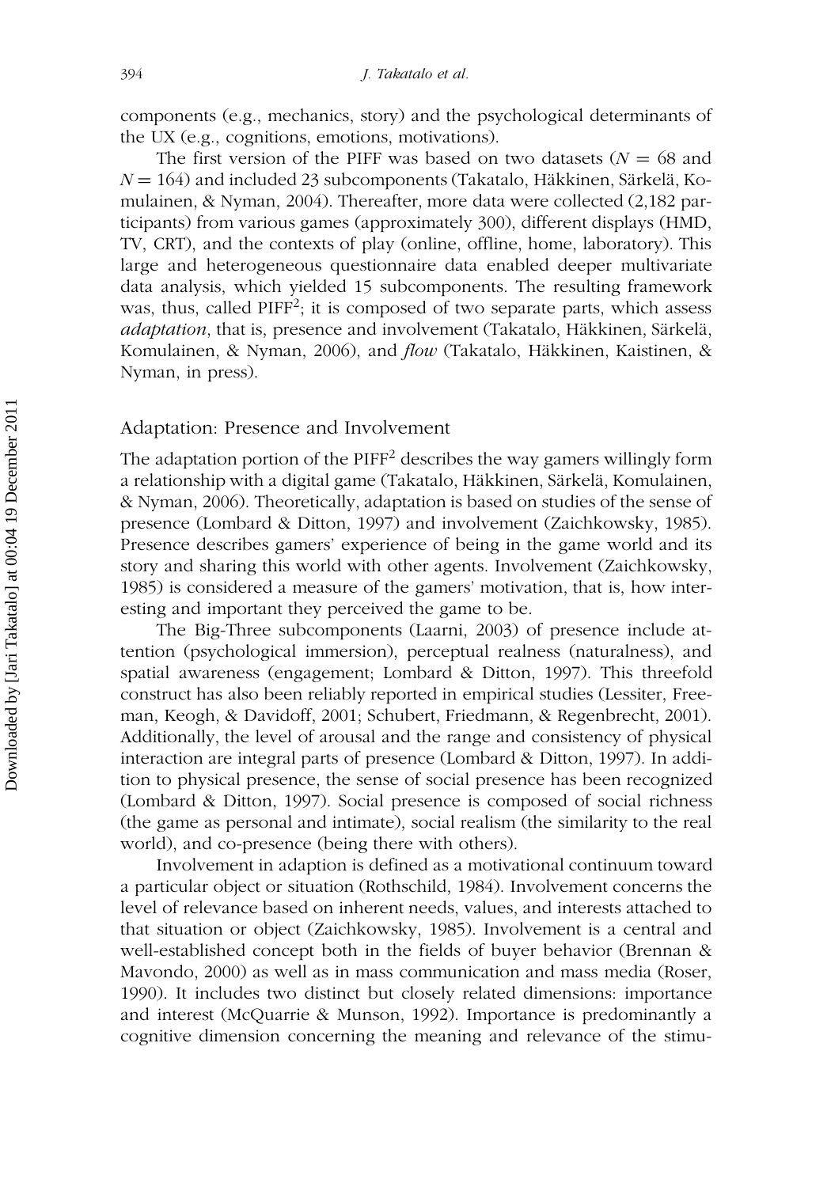components (e.g., mechanics, story) and the psychological determinants of the UX (e.g., cognitions, emotions, motivations).

The first version of the PIFF was based on two datasets ($N = 68$ and $N = 164$) and included 23 subcomponents (Takatalo, Häkkinen, Särkelä, Komulainen, & Nyman, 2004). Thereafter, more data were collected (2,182 participants) from various games (approximately 300), different displays (HMD, TV, CRT), and the contexts of play (online, offline, home, laboratory). This large and heterogeneous questionnaire data enabled deeper multivariate data analysis, which yielded 15 subcomponents. The resulting framework was, thus, called PIFF$^2$; it is composed of two separate parts, which assess *adaptation*, that is, presence and involvement (Takatalo, Häkkinen, Särkelä, Komulainen, & Nyman, 2006), and *flow* (Takatalo, Häkkinen, Kaistinen, & Nyman, in press).

## Adaptation: Presence and Involvement

The adaptation portion of the PIFF$^2$ describes the way gamers willingly form a relationship with a digital game (Takatalo, Häkkinen, Särkelä, Komulainen, & Nyman, 2006). Theoretically, adaptation is based on studies of the sense of presence (Lombard & Ditton, 1997) and involvement (Zaichkowsky, 1985). Presence describes gamers' experience of being in the game world and its story and sharing this world with other agents. Involvement (Zaichkowsky, 1985) is considered a measure of the gamers' motivation, that is, how interesting and important they perceived the game to be.

The Big-Three subcomponents (Laarni, 2003) of presence include attention (psychological immersion), perceptual realness (naturalness), and spatial awareness (engagement; Lombard & Ditton, 1997). This threefold construct has also been reliably reported in empirical studies (Lessiter, Freeman, Keogh, & Davidoff, 2001; Schubert, Friedmann, & Regenbrecht, 2001). Additionally, the level of arousal and the range and consistency of physical interaction are integral parts of presence (Lombard & Ditton, 1997). In addition to physical presence, the sense of social presence has been recognized (Lombard & Ditton, 1997). Social presence is composed of social richness (the game as personal and intimate), social realism (the similarity to the real world), and co-presence (being there with others).

Involvement in adaption is defined as a motivational continuum toward a particular object or situation (Rothschild, 1984). Involvement concerns the level of relevance based on inherent needs, values, and interests attached to that situation or object (Zaichkowsky, 1985). Involvement is a central and well-established concept both in the fields of buyer behavior (Brennan & Mavondo, 2000) as well as in mass communication and mass media (Roser, 1990). It includes two distinct but closely related dimensions: importance and interest (McQuarrie & Munson, 1992). Importance is predominantly a cognitive dimension concerning the meaning and relevance of the stimu-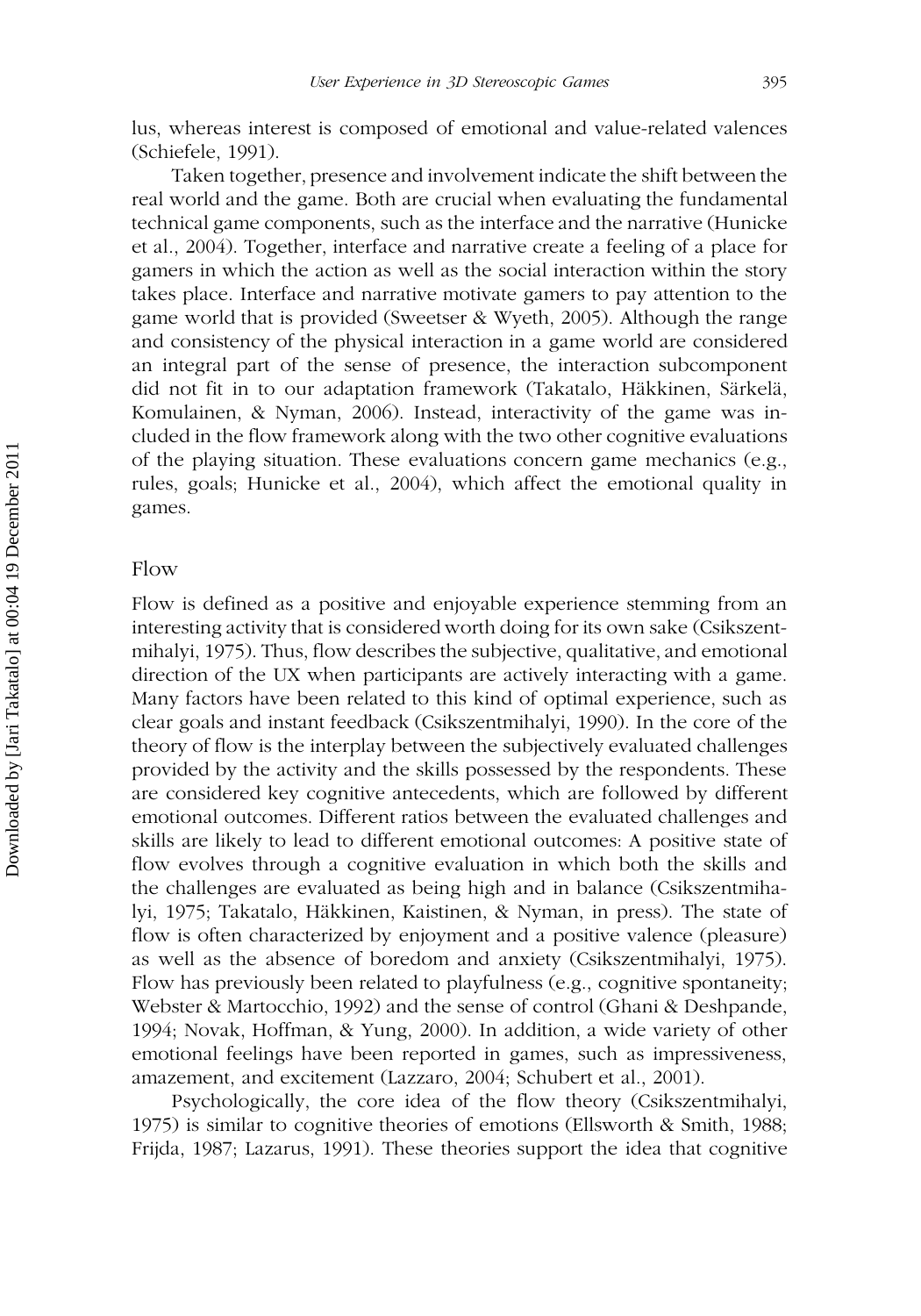lus, whereas interest is composed of emotional and value-related valences (Schiefele, 1991).

Taken together, presence and involvement indicate the shift between the real world and the game. Both are crucial when evaluating the fundamental technical game components, such as the interface and the narrative (Hunicke et al., 2004). Together, interface and narrative create a feeling of a place for gamers in which the action as well as the social interaction within the story takes place. Interface and narrative motivate gamers to pay attention to the game world that is provided (Sweetser & Wyeth, 2005). Although the range and consistency of the physical interaction in a game world are considered an integral part of the sense of presence, the interaction subcomponent did not fit in to our adaptation framework (Takatalo, Häkkinen, Särkelä, Komulainen, & Nyman, 2006). Instead, interactivity of the game was included in the flow framework along with the two other cognitive evaluations of the playing situation. These evaluations concern game mechanics (e.g., rules, goals; Hunicke et al., 2004), which affect the emotional quality in games.

## Flow

Flow is defined as a positive and enjoyable experience stemming from an interesting activity that is considered worth doing for its own sake (Csikszentmihalyi, 1975). Thus, flow describes the subjective, qualitative, and emotional direction of the UX when participants are actively interacting with a game. Many factors have been related to this kind of optimal experience, such as clear goals and instant feedback (Csikszentmihalyi, 1990). In the core of the theory of flow is the interplay between the subjectively evaluated challenges provided by the activity and the skills possessed by the respondents. These are considered key cognitive antecedents, which are followed by different emotional outcomes. Different ratios between the evaluated challenges and skills are likely to lead to different emotional outcomes: A positive state of flow evolves through a cognitive evaluation in which both the skills and the challenges are evaluated as being high and in balance (Csikszentmihalyi, 1975; Takatalo, Häkkinen, Kaistinen, & Nyman, in press). The state of flow is often characterized by enjoyment and a positive valence (pleasure) as well as the absence of boredom and anxiety (Csikszentmihalyi, 1975). Flow has previously been related to playfulness (e.g., cognitive spontaneity; Webster & Martocchio, 1992) and the sense of control (Ghani & Deshpande, 1994; Novak, Hoffman, & Yung, 2000). In addition, a wide variety of other emotional feelings have been reported in games, such as impressiveness, amazement, and excitement (Lazzaro, 2004; Schubert et al., 2001).

Psychologically, the core idea of the flow theory (Csikszentmihalyi, 1975) is similar to cognitive theories of emotions (Ellsworth & Smith, 1988; Frijda, 1987; Lazarus, 1991). These theories support the idea that cognitive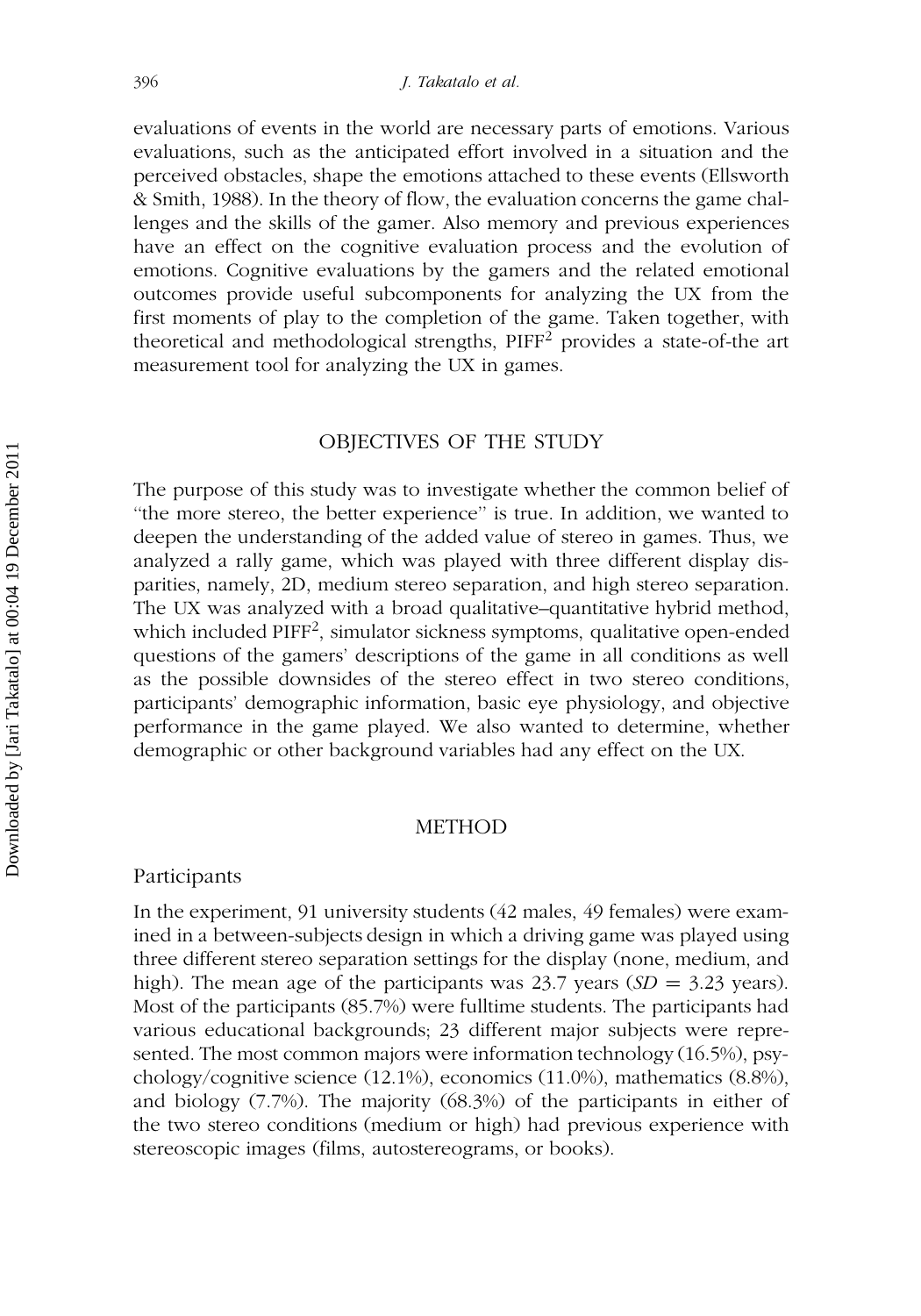evaluations of events in the world are necessary parts of emotions. Various evaluations, such as the anticipated effort involved in a situation and the perceived obstacles, shape the emotions attached to these events (Ellsworth & Smith, 1988). In the theory of flow, the evaluation concerns the game challenges and the skills of the gamer. Also memory and previous experiences have an effect on the cognitive evaluation process and the evolution of emotions. Cognitive evaluations by the gamers and the related emotional outcomes provide useful subcomponents for analyzing the UX from the first moments of play to the completion of the game. Taken together, with theoretical and methodological strengths, PIFF$^2$ provides a state-of-the art measurement tool for analyzing the UX in games.

## OBJECTIVES OF THE STUDY

The purpose of this study was to investigate whether the common belief of "the more stereo, the better experience" is true. In addition, we wanted to deepen the understanding of the added value of stereo in games. Thus, we analyzed a rally game, which was played with three different display disparities, namely, 2D, medium stereo separation, and high stereo separation. The UX was analyzed with a broad qualitative–quantitative hybrid method, which included PIFF$^2$, simulator sickness symptoms, qualitative open-ended questions of the gamers' descriptions of the game in all conditions as well as the possible downsides of the stereo effect in two stereo conditions, participants' demographic information, basic eye physiology, and objective performance in the game played. We also wanted to determine, whether demographic or other background variables had any effect on the UX.

## METHOD

### Participants

In the experiment, 91 university students (42 males, 49 females) were examined in a between-subjects design in which a driving game was played using three different stereo separation settings for the display (none, medium, and high). The mean age of the participants was 23.7 years ($SD$ = 3.23 years). Most of the participants (85.7%) were fulltime students. The participants had various educational backgrounds; 23 different major subjects were represented. The most common majors were information technology (16.5%), psychology/cognitive science (12.1%), economics (11.0%), mathematics (8.8%), and biology (7.7%). The majority (68.3%) of the participants in either of the two stereo conditions (medium or high) had previous experience with stereoscopic images (films, autostereograms, or books).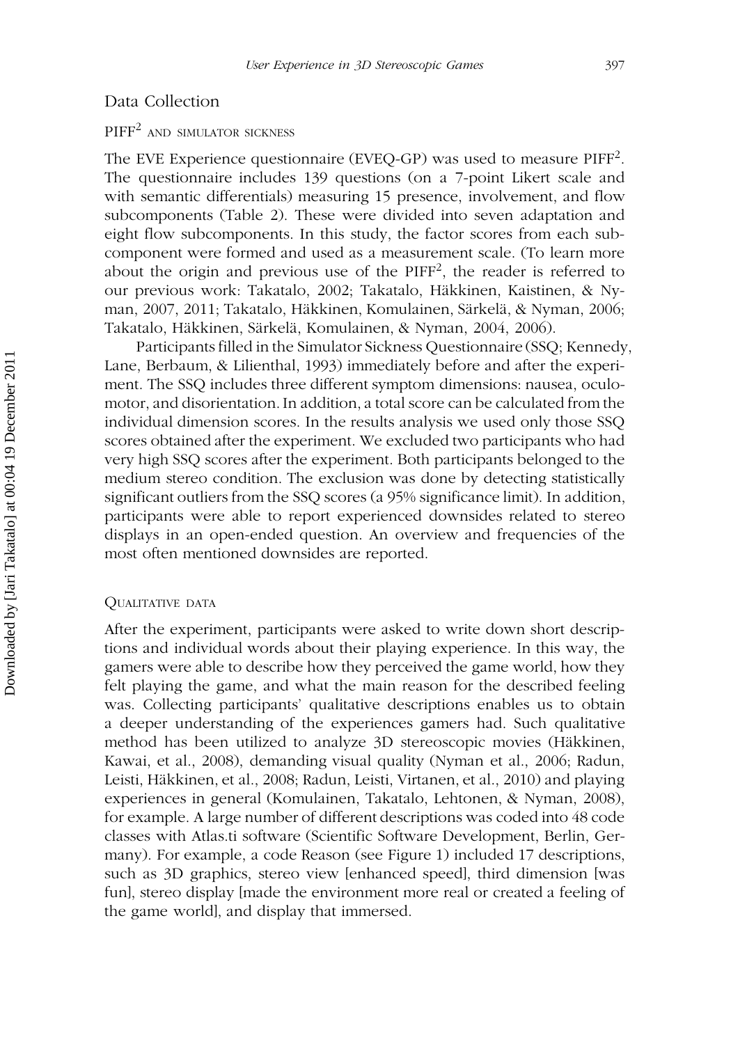## Data Collection

### PIFF² and simulator sickness

The EVE Experience questionnaire (EVEQ-GP) was used to measure PIFF². The questionnaire includes 139 questions (on a 7-point Likert scale and with semantic differentials) measuring 15 presence, involvement, and flow subcomponents (Table 2). These were divided into seven adaptation and eight flow subcomponents. In this study, the factor scores from each subcomponent were formed and used as a measurement scale. (To learn more about the origin and previous use of the PIFF², the reader is referred to our previous work: Takatalo, 2002; Takatalo, Häkkinen, Kaistinen, & Nyman, 2007, 2011; Takatalo, Häkkinen, Komulainen, Särkelä, & Nyman, 2006; Takatalo, Häkkinen, Särkelä, Komulainen, & Nyman, 2004, 2006).

Participants filled in the Simulator Sickness Questionnaire (SSQ; Kennedy, Lane, Berbaum, & Lilienthal, 1993) immediately before and after the experiment. The SSQ includes three different symptom dimensions: nausea, oculomotor, and disorientation. In addition, a total score can be calculated from the individual dimension scores. In the results analysis we used only those SSQ scores obtained after the experiment. We excluded two participants who had very high SSQ scores after the experiment. Both participants belonged to the medium stereo condition. The exclusion was done by detecting statistically significant outliers from the SSQ scores (a 95% significance limit). In addition, participants were able to report experienced downsides related to stereo displays in an open-ended question. An overview and frequencies of the most often mentioned downsides are reported.

### Qualitative data

After the experiment, participants were asked to write down short descriptions and individual words about their playing experience. In this way, the gamers were able to describe how they perceived the game world, how they felt playing the game, and what the main reason for the described feeling was. Collecting participants' qualitative descriptions enables us to obtain a deeper understanding of the experiences gamers had. Such qualitative method has been utilized to analyze 3D stereoscopic movies (Häkkinen, Kawai, et al., 2008), demanding visual quality (Nyman et al., 2006; Radun, Leisti, Häkkinen, et al., 2008; Radun, Leisti, Virtanen, et al., 2010) and playing experiences in general (Komulainen, Takatalo, Lehtonen, & Nyman, 2008), for example. A large number of different descriptions was coded into 48 code classes with Atlas.ti software (Scientific Software Development, Berlin, Germany). For example, a code Reason (see Figure 1) included 17 descriptions, such as 3D graphics, stereo view [enhanced speed], third dimension [was fun], stereo display [made the environment more real or created a feeling of the game world], and display that immersed.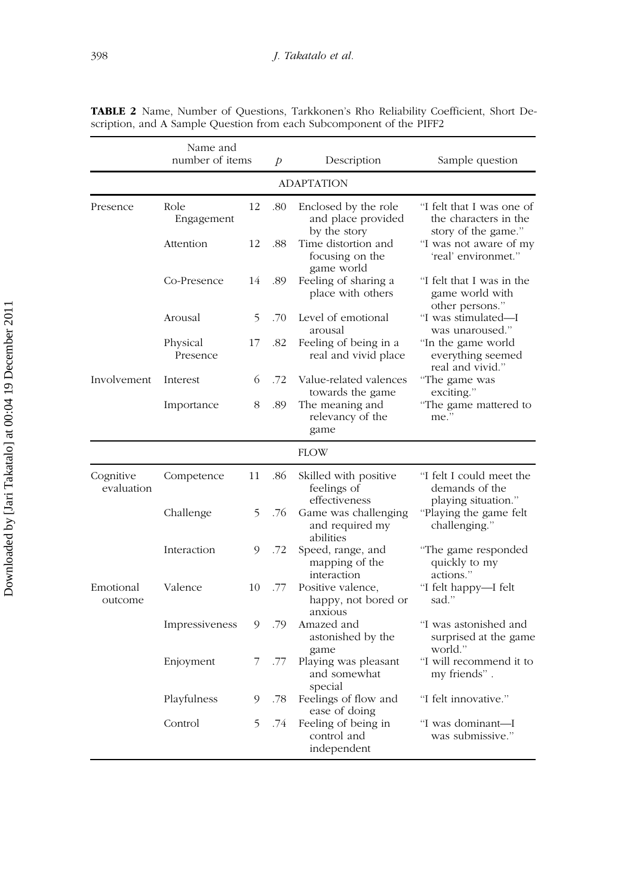**TABLE 2** Name, Number of Questions, Tarkkonen's Rho Reliability Coefficient, Short Description, and A Sample Question from each Subcomponent of the PIFF2

| | Name and number of items | | $\rho$ | Description | Sample question |
|---|---|---|---|---|---|
| | | | ADAPTATION | | |
| Presence | Role Engagement | 12 | .80 | Enclosed by the role and place provided by the story | "I felt that I was one of the characters in the story of the game." |
| | Attention | 12 | .88 | Time distortion and focusing on the game world | "I was not aware of my 'real' environmet." |
| | Co-Presence | 14 | .89 | Feeling of sharing a place with others | "I felt that I was in the game world with other persons." |
| | Arousal | 5 | .70 | Level of emotional arousal | "I was stimulated—I was unaroused." |
| | Physical Presence | 17 | .82 | Feeling of being in a real and vivid place | "In the game world everything seemed real and vivid." |
| Involvement | Interest | 6 | .72 | Value-related valences towards the game | "The game was exciting." |
| | Importance | 8 | .89 | The meaning and relevancy of the game | "The game mattered to me." |
| | | | FLOW | | |
| Cognitive evaluation | Competence | 11 | .86 | Skilled with positive feelings of effectiveness | "I felt I could meet the demands of the playing situation." |
| | Challenge | 5 | .76 | Game was challenging and required my abilities | "Playing the game felt challenging." |
| | Interaction | 9 | .72 | Speed, range, and mapping of the interaction | "The game responded quickly to my actions." |
| Emotional outcome | Valence | 10 | .77 | Positive valence, happy, not bored or anxious | "I felt happy—I felt sad." |
| | Impressiveness | 9 | .79 | Amazed and astonished by the game | "I was astonished and surprised at the game world." |
| | Enjoyment | 7 | .77 | Playing was pleasant and somewhat special | "I will recommend it to my friends" . |
| | Playfulness | 9 | .78 | Feelings of flow and ease of doing | "I felt innovative." |
| | Control | 5 | .74 | Feeling of being in control and independent | "I was dominant—I was submissive." |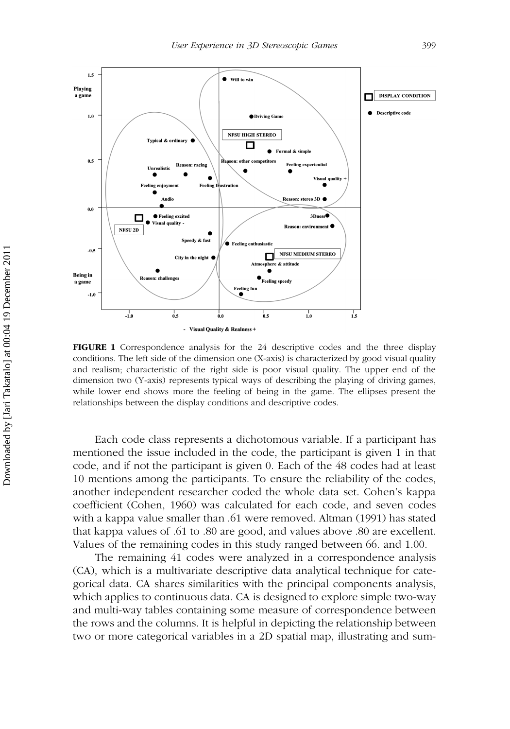**FIGURE 1** Correspondence analysis for the 24 descriptive codes and the three display conditions. The left side of the dimension one (X-axis) is characterized by good visual quality and realism; characteristic of the right side is poor visual quality. The upper end of the dimension two (Y-axis) represents typical ways of describing the playing of driving games, while lower end shows more the feeling of being in the game. The ellipses present the relationships between the display conditions and descriptive codes.

Each code class represents a dichotomous variable. If a participant has mentioned the issue included in the code, the participant is given 1 in that code, and if not the participant is given 0. Each of the 48 codes had at least 10 mentions among the participants. To ensure the reliability of the codes, another independent researcher coded the whole data set. Cohen's kappa coefficient (Cohen, 1960) was calculated for each code, and seven codes with a kappa value smaller than .61 were removed. Altman (1991) has stated that kappa values of .61 to .80 are good, and values above .80 are excellent. Values of the remaining codes in this study ranged between 66. and 1.00.

The remaining 41 codes were analyzed in a correspondence analysis (CA), which is a multivariate descriptive data analytical technique for categorical data. CA shares similarities with the principal components analysis, which applies to continuous data. CA is designed to explore simple two-way and multi-way tables containing some measure of correspondence between the rows and the columns. It is helpful in depicting the relationship between two or more categorical variables in a 2D spatial map, illustrating and sum-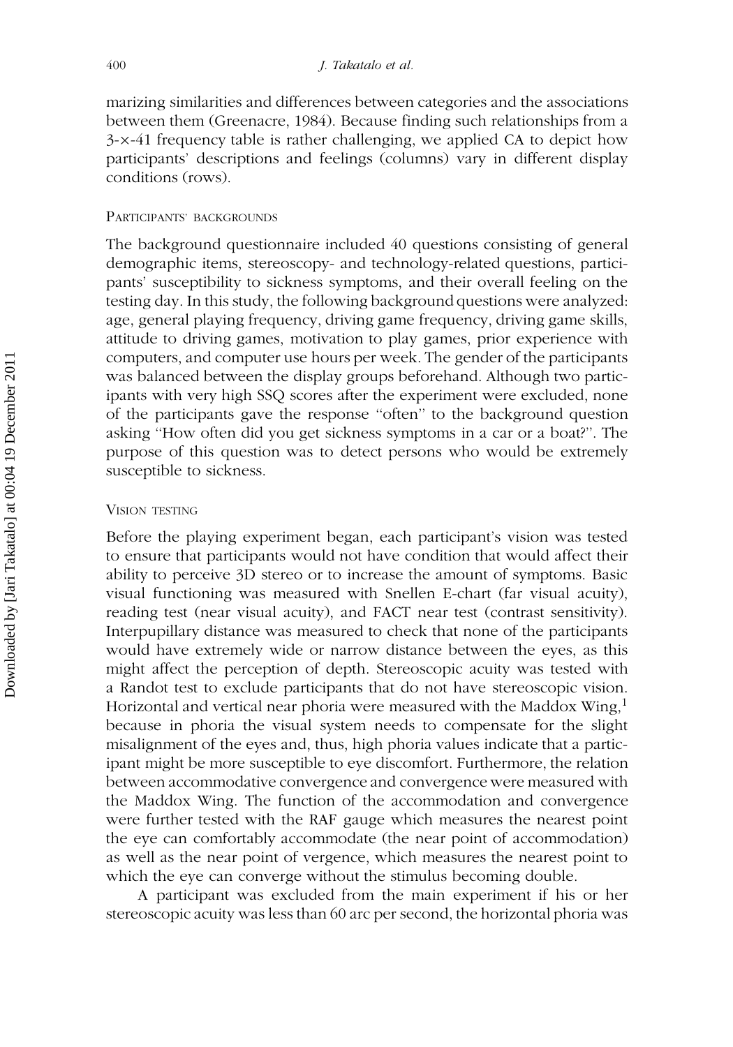marizing similarities and differences between categories and the associations between them (Greenacre, 1984). Because finding such relationships from a 3-×-41 frequency table is rather challenging, we applied CA to depict how participants' descriptions and feelings (columns) vary in different display conditions (rows).

### Participants' backgrounds

The background questionnaire included 40 questions consisting of general demographic items, stereoscopy- and technology-related questions, participants' susceptibility to sickness symptoms, and their overall feeling on the testing day. In this study, the following background questions were analyzed: age, general playing frequency, driving game frequency, driving game skills, attitude to driving games, motivation to play games, prior experience with computers, and computer use hours per week. The gender of the participants was balanced between the display groups beforehand. Although two participants with very high SSQ scores after the experiment were excluded, none of the participants gave the response "often" to the background question asking "How often did you get sickness symptoms in a car or a boat?". The purpose of this question was to detect persons who would be extremely susceptible to sickness.

### Vision testing

Before the playing experiment began, each participant's vision was tested to ensure that participants would not have condition that would affect their ability to perceive 3D stereo or to increase the amount of symptoms. Basic visual functioning was measured with Snellen E-chart (far visual acuity), reading test (near visual acuity), and FACT near test (contrast sensitivity). Interpupillary distance was measured to check that none of the participants would have extremely wide or narrow distance between the eyes, as this might affect the perception of depth. Stereoscopic acuity was tested with a Randot test to exclude participants that do not have stereoscopic vision. Horizontal and vertical near phoria were measured with the Maddox Wing,[1] because in phoria the visual system needs to compensate for the slight misalignment of the eyes and, thus, high phoria values indicate that a participant might be more susceptible to eye discomfort. Furthermore, the relation between accommodative convergence and convergence were measured with the Maddox Wing. The function of the accommodation and convergence were further tested with the RAF gauge which measures the nearest point the eye can comfortably accommodate (the near point of accommodation) as well as the near point of vergence, which measures the nearest point to which the eye can converge without the stimulus becoming double.

A participant was excluded from the main experiment if his or her stereoscopic acuity was less than 60 arc per second, the horizontal phoria was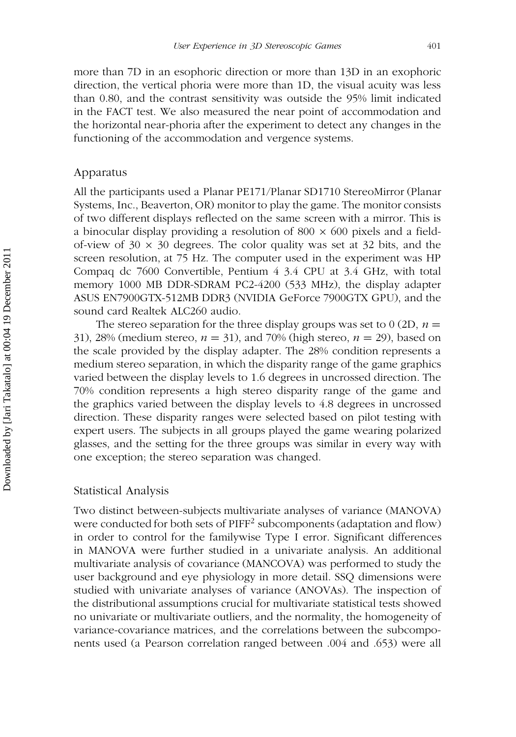more than 7D in an esophoric direction or more than 13D in an exophoric direction, the vertical phoria were more than 1D, the visual acuity was less than 0.80, and the contrast sensitivity was outside the 95% limit indicated in the FACT test. We also measured the near point of accommodation and the horizontal near-phoria after the experiment to detect any changes in the functioning of the accommodation and vergence systems.

## Apparatus

All the participants used a Planar PE171/Planar SD1710 StereoMirror (Planar Systems, Inc., Beaverton, OR) monitor to play the game. The monitor consists of two different displays reflected on the same screen with a mirror. This is a binocular display providing a resolution of $800 \times 600$ pixels and a field-of-view of $30 \times 30$ degrees. The color quality was set at 32 bits, and the screen resolution, at 75 Hz. The computer used in the experiment was HP Compaq dc 7600 Convertible, Pentium 4 3.4 CPU at 3.4 GHz, with total memory 1000 MB DDR-SDRAM PC2-4200 (533 MHz), the display adapter ASUS EN7900GTX-512MB DDR3 (NVIDIA GeForce 7900GTX GPU), and the sound card Realtek ALC260 audio.

The stereo separation for the three display groups was set to 0 (2D, $n = 31$), 28% (medium stereo, $n = 31$), and 70% (high stereo, $n = 29$), based on the scale provided by the display adapter. The 28% condition represents a medium stereo separation, in which the disparity range of the game graphics varied between the display levels to 1.6 degrees in uncrossed direction. The 70% condition represents a high stereo disparity range of the game and the graphics varied between the display levels to 4.8 degrees in uncrossed direction. These disparity ranges were selected based on pilot testing with expert users. The subjects in all groups played the game wearing polarized glasses, and the setting for the three groups was similar in every way with one exception; the stereo separation was changed.

## Statistical Analysis

Two distinct between-subjects multivariate analyses of variance (MANOVA) were conducted for both sets of PIFF[2] subcomponents (adaptation and flow) in order to control for the familywise Type I error. Significant differences in MANOVA were further studied in a univariate analysis. An additional multivariate analysis of covariance (MANCOVA) was performed to study the user background and eye physiology in more detail. SSQ dimensions were studied with univariate analyses of variance (ANOVAs). The inspection of the distributional assumptions crucial for multivariate statistical tests showed no univariate or multivariate outliers, and the normality, the homogeneity of variance-covariance matrices, and the correlations between the subcomponents used (a Pearson correlation ranged between .004 and .653) were all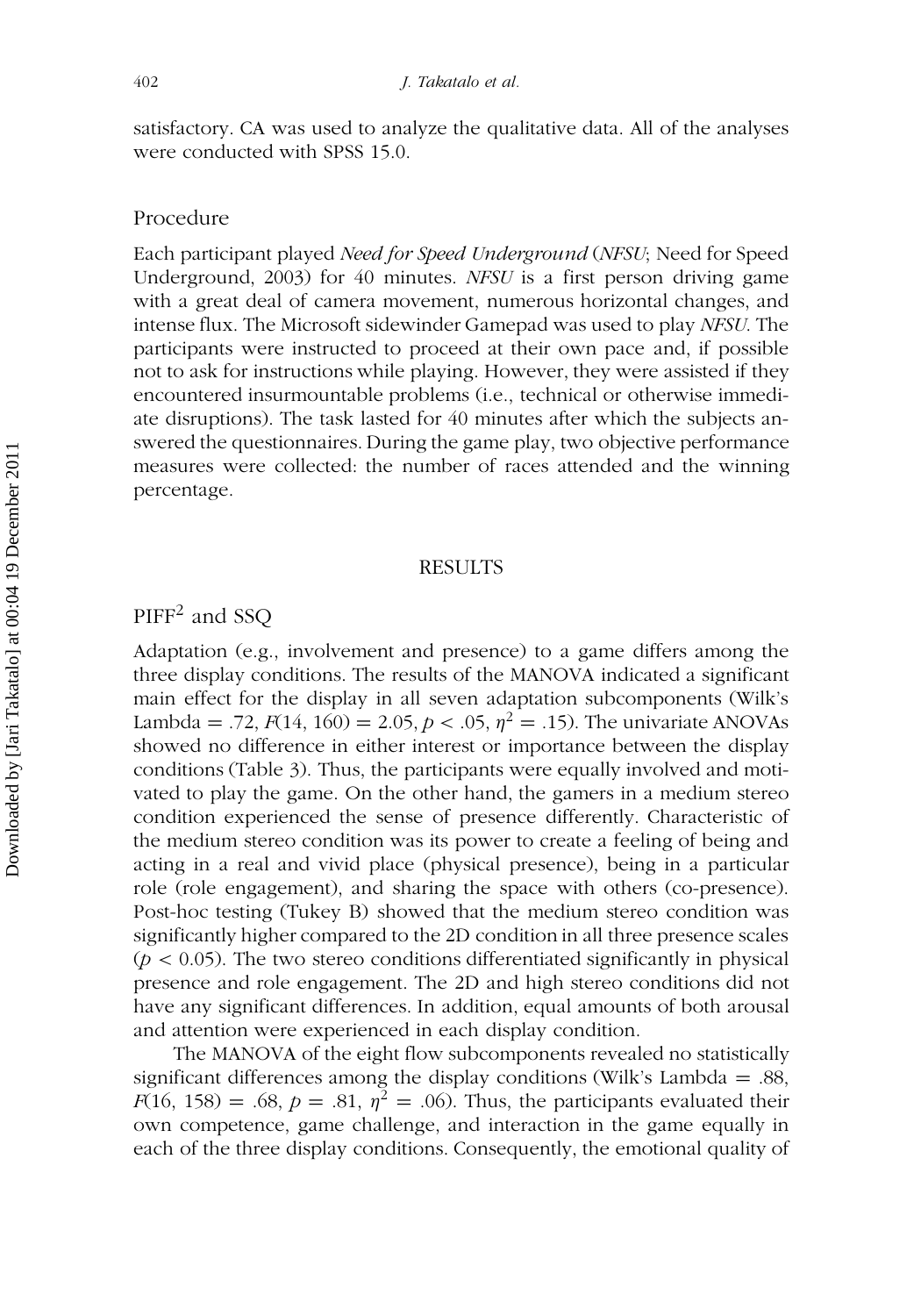satisfactory. CA was used to analyze the qualitative data. All of the analyses were conducted with SPSS 15.0.

## Procedure

Each participant played *Need for Speed Underground* (*NFSU*; Need for Speed Underground, 2003) for 40 minutes. *NFSU* is a first person driving game with a great deal of camera movement, numerous horizontal changes, and intense flux. The Microsoft sidewinder Gamepad was used to play *NFSU*. The participants were instructed to proceed at their own pace and, if possible not to ask for instructions while playing. However, they were assisted if they encountered insurmountable problems (i.e., technical or otherwise immediate disruptions). The task lasted for 40 minutes after which the subjects answered the questionnaires. During the game play, two objective performance measures were collected: the number of races attended and the winning percentage.

# RESULTS

## PIFF² and SSQ

Adaptation (e.g., involvement and presence) to a game differs among the three display conditions. The results of the MANOVA indicated a significant main effect for the display in all seven adaptation subcomponents (Wilk's Lambda = .72, $F(14, 160) = 2.05$, $p < .05$, $\eta^2 = .15$). The univariate ANOVAs showed no difference in either interest or importance between the display conditions (Table 3). Thus, the participants were equally involved and motivated to play the game. On the other hand, the gamers in a medium stereo condition experienced the sense of presence differently. Characteristic of the medium stereo condition was its power to create a feeling of being and acting in a real and vivid place (physical presence), being in a particular role (role engagement), and sharing the space with others (co-presence). Post-hoc testing (Tukey B) showed that the medium stereo condition was significantly higher compared to the 2D condition in all three presence scales ($p < 0.05$). The two stereo conditions differentiated significantly in physical presence and role engagement. The 2D and high stereo conditions did not have any significant differences. In addition, equal amounts of both arousal and attention were experienced in each display condition.

The MANOVA of the eight flow subcomponents revealed no statistically significant differences among the display conditions (Wilk's Lambda = .88, $F(16, 158) = .68$, $p = .81$, $\eta^2 = .06$). Thus, the participants evaluated their own competence, game challenge, and interaction in the game equally in each of the three display conditions. Consequently, the emotional quality of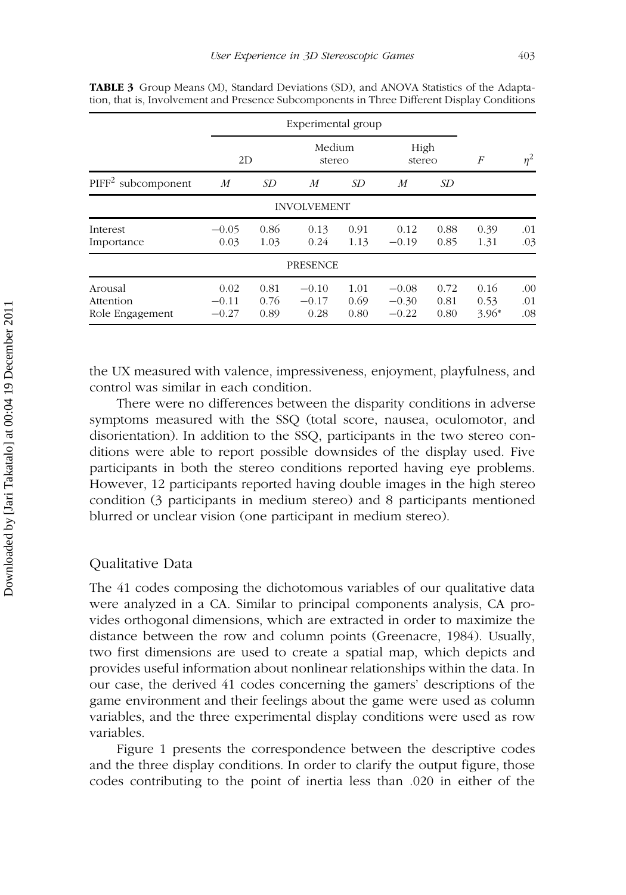**TABLE 3** Group Means (M), Standard Deviations (SD), and ANOVA Statistics of the Adaptation, that is, Involvement and Presence Subcomponents in Three Different Display Conditions

| | Experimental group | | | | | | | |
|---|---|---|---|---|---|---|---|---|
| | 2D | | Medium stereo | | High stereo | | $F$ | $\eta^2$ |
| PIFF[2] subcomponent | $M$ | $SD$ | $M$ | $SD$ | $M$ | $SD$ | | |
| **INVOLVEMENT** | | | | | | | | |
| Interest | −0.05 | 0.86 | 0.13 | 0.91 | 0.12 | 0.88 | 0.39 | .01 |
| Importance | 0.03 | 1.03 | 0.24 | 1.13 | −0.19 | 0.85 | 1.31 | .03 |
| **PRESENCE** | | | | | | | | |
| Arousal | 0.02 | 0.81 | −0.10 | 1.01 | −0.08 | 0.72 | 0.16 | .00 |
| Attention | −0.11 | 0.76 | −0.17 | 0.69 | −0.30 | 0.81 | 0.53 | .01 |
| Role Engagement | −0.27 | 0.89 | 0.28 | 0.80 | −0.22 | 0.80 | 3.96* | .08 |

the UX measured with valence, impressiveness, enjoyment, playfulness, and control was similar in each condition.

There were no differences between the disparity conditions in adverse symptoms measured with the SSQ (total score, nausea, oculomotor, and disorientation). In addition to the SSQ, participants in the two stereo conditions were able to report possible downsides of the display used. Five participants in both the stereo conditions reported having eye problems. However, 12 participants reported having double images in the high stereo condition (3 participants in medium stereo) and 8 participants mentioned blurred or unclear vision (one participant in medium stereo).

## Qualitative Data

The 41 codes composing the dichotomous variables of our qualitative data were analyzed in a CA. Similar to principal components analysis, CA provides orthogonal dimensions, which are extracted in order to maximize the distance between the row and column points (Greenacre, 1984). Usually, two first dimensions are used to create a spatial map, which depicts and provides useful information about nonlinear relationships within the data. In our case, the derived 41 codes concerning the gamers' descriptions of the game environment and their feelings about the game were used as column variables, and the three experimental display conditions were used as row variables.

Figure 1 presents the correspondence between the descriptive codes and the three display conditions. In order to clarify the output figure, those codes contributing to the point of inertia less than .020 in either of the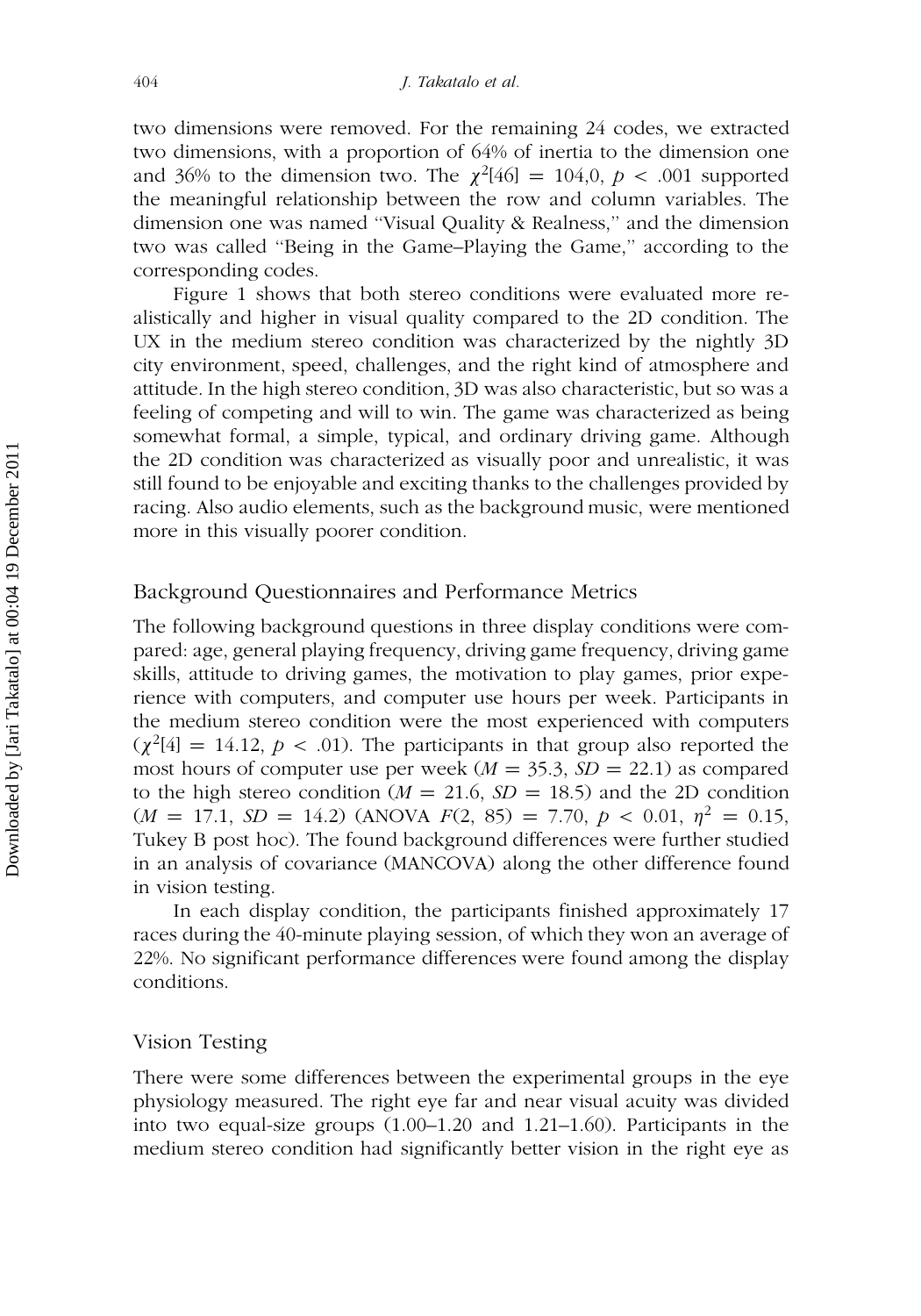two dimensions were removed. For the remaining 24 codes, we extracted two dimensions, with a proportion of 64% of inertia to the dimension one and 36% to the dimension two. The $\chi^2[46] = 104{,}0$, $p < .001$ supported the meaningful relationship between the row and column variables. The dimension one was named "Visual Quality & Realness," and the dimension two was called "Being in the Game–Playing the Game," according to the corresponding codes.

Figure 1 shows that both stereo conditions were evaluated more realistically and higher in visual quality compared to the 2D condition. The UX in the medium stereo condition was characterized by the nightly 3D city environment, speed, challenges, and the right kind of atmosphere and attitude. In the high stereo condition, 3D was also characteristic, but so was a feeling of competing and will to win. The game was characterized as being somewhat formal, a simple, typical, and ordinary driving game. Although the 2D condition was characterized as visually poor and unrealistic, it was still found to be enjoyable and exciting thanks to the challenges provided by racing. Also audio elements, such as the background music, were mentioned more in this visually poorer condition.

## Background Questionnaires and Performance Metrics

The following background questions in three display conditions were compared: age, general playing frequency, driving game frequency, driving game skills, attitude to driving games, the motivation to play games, prior experience with computers, and computer use hours per week. Participants in the medium stereo condition were the most experienced with computers ($\chi^2[4] = 14.12$, $p < .01$). The participants in that group also reported the most hours of computer use per week ($M = 35.3$, $SD = 22.1$) as compared to the high stereo condition ($M = 21.6$, $SD = 18.5$) and the 2D condition ($M = 17.1$, $SD = 14.2$) (ANOVA $F(2, 85) = 7.70$, $p < 0.01$, $\eta^2 = 0.15$, Tukey B post hoc). The found background differences were further studied in an analysis of covariance (MANCOVA) along the other difference found in vision testing.

In each display condition, the participants finished approximately 17 races during the 40-minute playing session, of which they won an average of 22%. No significant performance differences were found among the display conditions.

## Vision Testing

There were some differences between the experimental groups in the eye physiology measured. The right eye far and near visual acuity was divided into two equal-size groups (1.00–1.20 and 1.21–1.60). Participants in the medium stereo condition had significantly better vision in the right eye as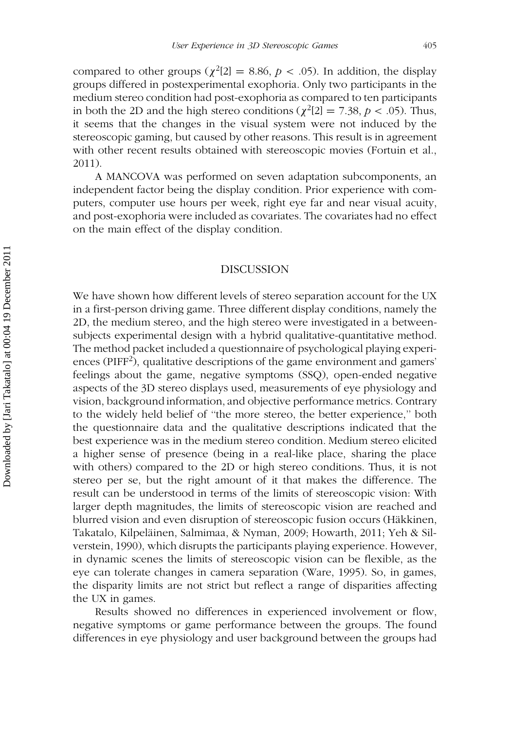compared to other groups ($\chi^2[2] = 8.86$, $p < .05$). In addition, the display groups differed in postexperimental exophoria. Only two participants in the medium stereo condition had post-exophoria as compared to ten participants in both the 2D and the high stereo conditions ($\chi^2[2] = 7.38$, $p < .05$). Thus, it seems that the changes in the visual system were not induced by the stereoscopic gaming, but caused by other reasons. This result is in agreement with other recent results obtained with stereoscopic movies (Fortuin et al., 2011).

A MANCOVA was performed on seven adaptation subcomponents, an independent factor being the display condition. Prior experience with computers, computer use hours per week, right eye far and near visual acuity, and post-exophoria were included as covariates. The covariates had no effect on the main effect of the display condition.

## DISCUSSION

We have shown how different levels of stereo separation account for the UX in a first-person driving game. Three different display conditions, namely the 2D, the medium stereo, and the high stereo were investigated in a between-subjects experimental design with a hybrid qualitative-quantitative method. The method packet included a questionnaire of psychological playing experiences (PIFF$^2$), qualitative descriptions of the game environment and gamers' feelings about the game, negative symptoms (SSQ), open-ended negative aspects of the 3D stereo displays used, measurements of eye physiology and vision, background information, and objective performance metrics. Contrary to the widely held belief of "the more stereo, the better experience," both the questionnaire data and the qualitative descriptions indicated that the best experience was in the medium stereo condition. Medium stereo elicited a higher sense of presence (being in a real-like place, sharing the place with others) compared to the 2D or high stereo conditions. Thus, it is not stereo per se, but the right amount of it that makes the difference. The result can be understood in terms of the limits of stereoscopic vision: With larger depth magnitudes, the limits of stereoscopic vision are reached and blurred vision and even disruption of stereoscopic fusion occurs (Häkkinen, Takatalo, Kilpeläinen, Salmimaa, & Nyman, 2009; Howarth, 2011; Yeh & Silverstein, 1990), which disrupts the participants playing experience. However, in dynamic scenes the limits of stereoscopic vision can be flexible, as the eye can tolerate changes in camera separation (Ware, 1995). So, in games, the disparity limits are not strict but reflect a range of disparities affecting the UX in games.

Results showed no differences in experienced involvement or flow, negative symptoms or game performance between the groups. The found differences in eye physiology and user background between the groups had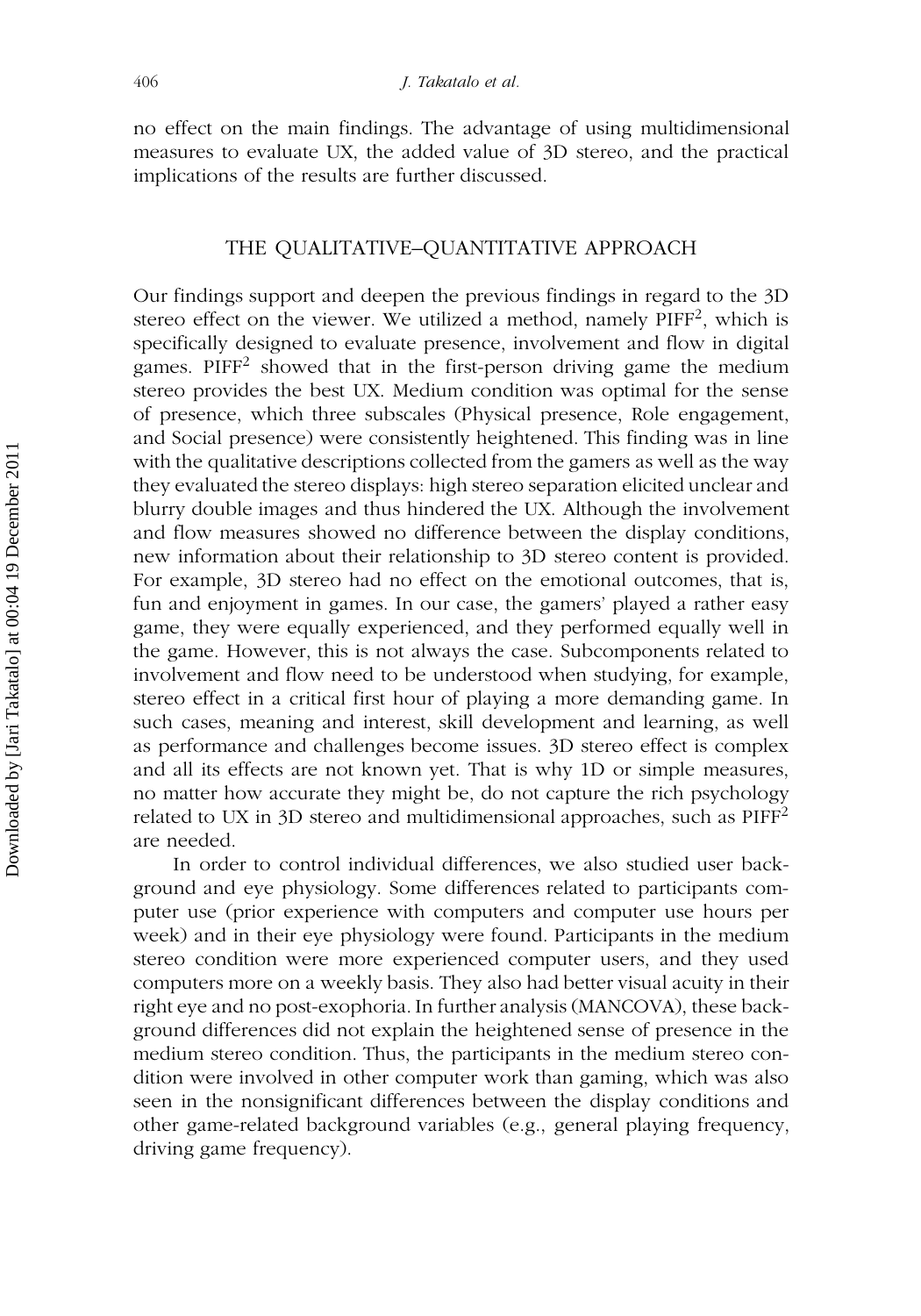no effect on the main findings. The advantage of using multidimensional measures to evaluate UX, the added value of 3D stereo, and the practical implications of the results are further discussed.

## THE QUALITATIVE–QUANTITATIVE APPROACH

Our findings support and deepen the previous findings in regard to the 3D stereo effect on the viewer. We utilized a method, namely PIFF$^2$, which is specifically designed to evaluate presence, involvement and flow in digital games. PIFF$^2$ showed that in the first-person driving game the medium stereo provides the best UX. Medium condition was optimal for the sense of presence, which three subscales (Physical presence, Role engagement, and Social presence) were consistently heightened. This finding was in line with the qualitative descriptions collected from the gamers as well as the way they evaluated the stereo displays: high stereo separation elicited unclear and blurry double images and thus hindered the UX. Although the involvement and flow measures showed no difference between the display conditions, new information about their relationship to 3D stereo content is provided. For example, 3D stereo had no effect on the emotional outcomes, that is, fun and enjoyment in games. In our case, the gamers' played a rather easy game, they were equally experienced, and they performed equally well in the game. However, this is not always the case. Subcomponents related to involvement and flow need to be understood when studying, for example, stereo effect in a critical first hour of playing a more demanding game. In such cases, meaning and interest, skill development and learning, as well as performance and challenges become issues. 3D stereo effect is complex and all its effects are not known yet. That is why 1D or simple measures, no matter how accurate they might be, do not capture the rich psychology related to UX in 3D stereo and multidimensional approaches, such as PIFF$^2$ are needed.

In order to control individual differences, we also studied user background and eye physiology. Some differences related to participants computer use (prior experience with computers and computer use hours per week) and in their eye physiology were found. Participants in the medium stereo condition were more experienced computer users, and they used computers more on a weekly basis. They also had better visual acuity in their right eye and no post-exophoria. In further analysis (MANCOVA), these background differences did not explain the heightened sense of presence in the medium stereo condition. Thus, the participants in the medium stereo condition were involved in other computer work than gaming, which was also seen in the nonsignificant differences between the display conditions and other game-related background variables (e.g., general playing frequency, driving game frequency).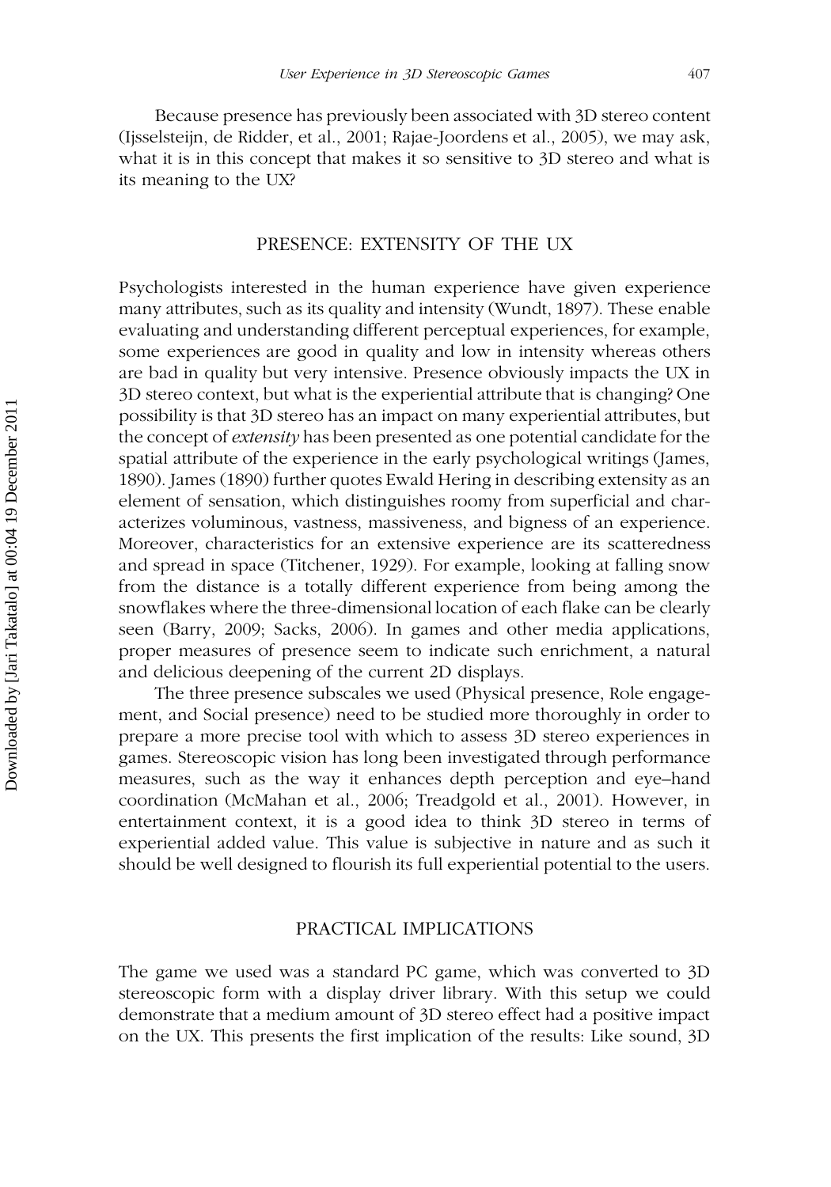Because presence has previously been associated with 3D stereo content (Ijsselsteijn, de Ridder, et al., 2001; Rajae-Joordens et al., 2005), we may ask, what it is in this concept that makes it so sensitive to 3D stereo and what is its meaning to the UX?

## PRESENCE: EXTENSITY OF THE UX

Psychologists interested in the human experience have given experience many attributes, such as its quality and intensity (Wundt, 1897). These enable evaluating and understanding different perceptual experiences, for example, some experiences are good in quality and low in intensity whereas others are bad in quality but very intensive. Presence obviously impacts the UX in 3D stereo context, but what is the experiential attribute that is changing? One possibility is that 3D stereo has an impact on many experiential attributes, but the concept of *extensity* has been presented as one potential candidate for the spatial attribute of the experience in the early psychological writings (James, 1890). James (1890) further quotes Ewald Hering in describing extensity as an element of sensation, which distinguishes roomy from superficial and characterizes voluminous, vastness, massiveness, and bigness of an experience. Moreover, characteristics for an extensive experience are its scatteredness and spread in space (Titchener, 1929). For example, looking at falling snow from the distance is a totally different experience from being among the snowflakes where the three-dimensional location of each flake can be clearly seen (Barry, 2009; Sacks, 2006). In games and other media applications, proper measures of presence seem to indicate such enrichment, a natural and delicious deepening of the current 2D displays.

The three presence subscales we used (Physical presence, Role engagement, and Social presence) need to be studied more thoroughly in order to prepare a more precise tool with which to assess 3D stereo experiences in games. Stereoscopic vision has long been investigated through performance measures, such as the way it enhances depth perception and eye–hand coordination (McMahan et al., 2006; Treadgold et al., 2001). However, in entertainment context, it is a good idea to think 3D stereo in terms of experiential added value. This value is subjective in nature and as such it should be well designed to flourish its full experiential potential to the users.

## PRACTICAL IMPLICATIONS

The game we used was a standard PC game, which was converted to 3D stereoscopic form with a display driver library. With this setup we could demonstrate that a medium amount of 3D stereo effect had a positive impact on the UX. This presents the first implication of the results: Like sound, 3D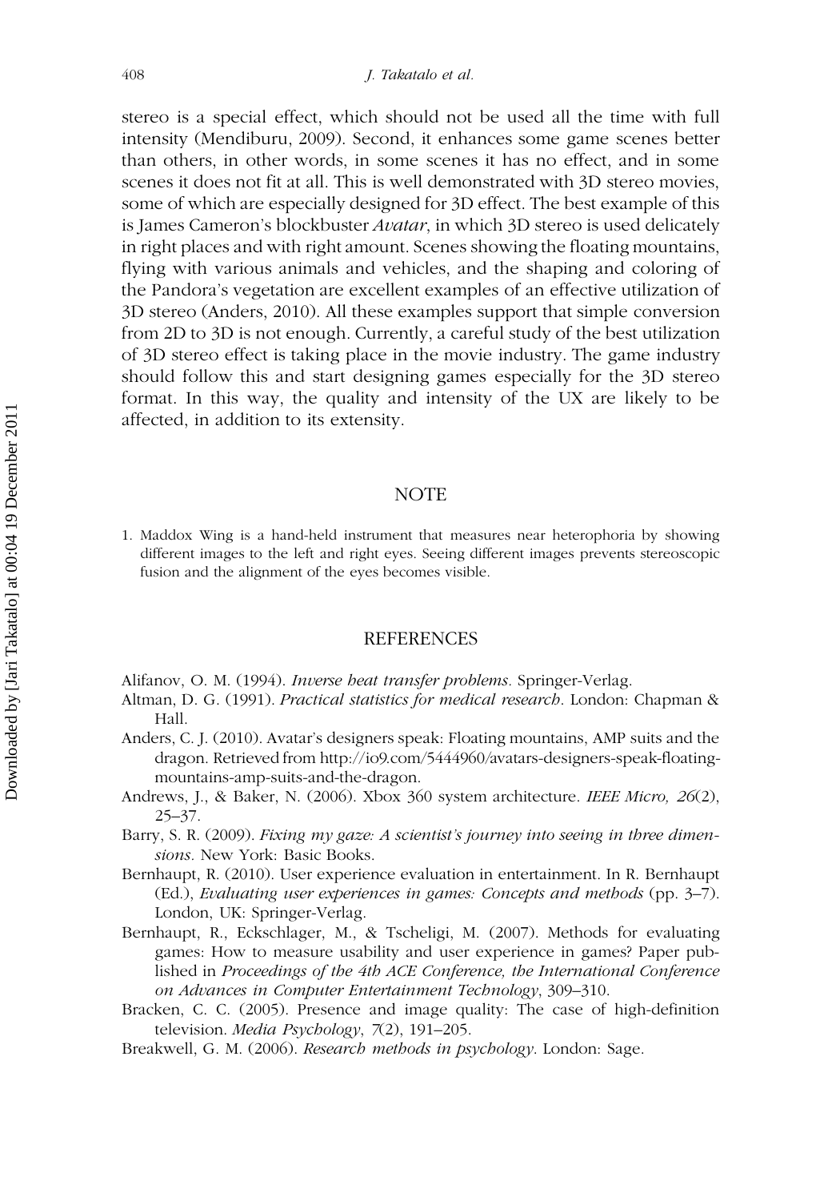stereo is a special effect, which should not be used all the time with full intensity (Mendiburu, 2009). Second, it enhances some game scenes better than others, in other words, in some scenes it has no effect, and in some scenes it does not fit at all. This is well demonstrated with 3D stereo movies, some of which are especially designed for 3D effect. The best example of this is James Cameron's blockbuster *Avatar*, in which 3D stereo is used delicately in right places and with right amount. Scenes showing the floating mountains, flying with various animals and vehicles, and the shaping and coloring of the Pandora's vegetation are excellent examples of an effective utilization of 3D stereo (Anders, 2010). All these examples support that simple conversion from 2D to 3D is not enough. Currently, a careful study of the best utilization of 3D stereo effect is taking place in the movie industry. The game industry should follow this and start designing games especially for the 3D stereo format. In this way, the quality and intensity of the UX are likely to be affected, in addition to its extensity.

## NOTE

1. Maddox Wing is a hand-held instrument that measures near heterophoria by showing different images to the left and right eyes. Seeing different images prevents stereoscopic fusion and the alignment of the eyes becomes visible.

## REFERENCES

Alifanov, O. M. (1994). *Inverse heat transfer problems*. Springer-Verlag.

Altman, D. G. (1991). *Practical statistics for medical research*. London: Chapman & Hall.

Anders, C. J. (2010). Avatar's designers speak: Floating mountains, AMP suits and the dragon. Retrieved from http://io9.com/5444960/avatars-designers-speak-floating-mountains-amp-suits-and-the-dragon.

Andrews, J., & Baker, N. (2006). Xbox 360 system architecture. *IEEE Micro, 26*(2), 25–37.

Barry, S. R. (2009). *Fixing my gaze: A scientist's journey into seeing in three dimensions*. New York: Basic Books.

Bernhaupt, R. (2010). User experience evaluation in entertainment. In R. Bernhaupt (Ed.), *Evaluating user experiences in games: Concepts and methods* (pp. 3–7). London, UK: Springer-Verlag.

Bernhaupt, R., Eckschlager, M., & Tscheligi, M. (2007). Methods for evaluating games: How to measure usability and user experience in games? Paper published in *Proceedings of the 4th ACE Conference, the International Conference on Advances in Computer Entertainment Technology*, 309–310.

Bracken, C. C. (2005). Presence and image quality: The case of high-definition television. *Media Psychology*, *7*(2), 191–205.

Breakwell, G. M. (2006). *Research methods in psychology*. London: Sage.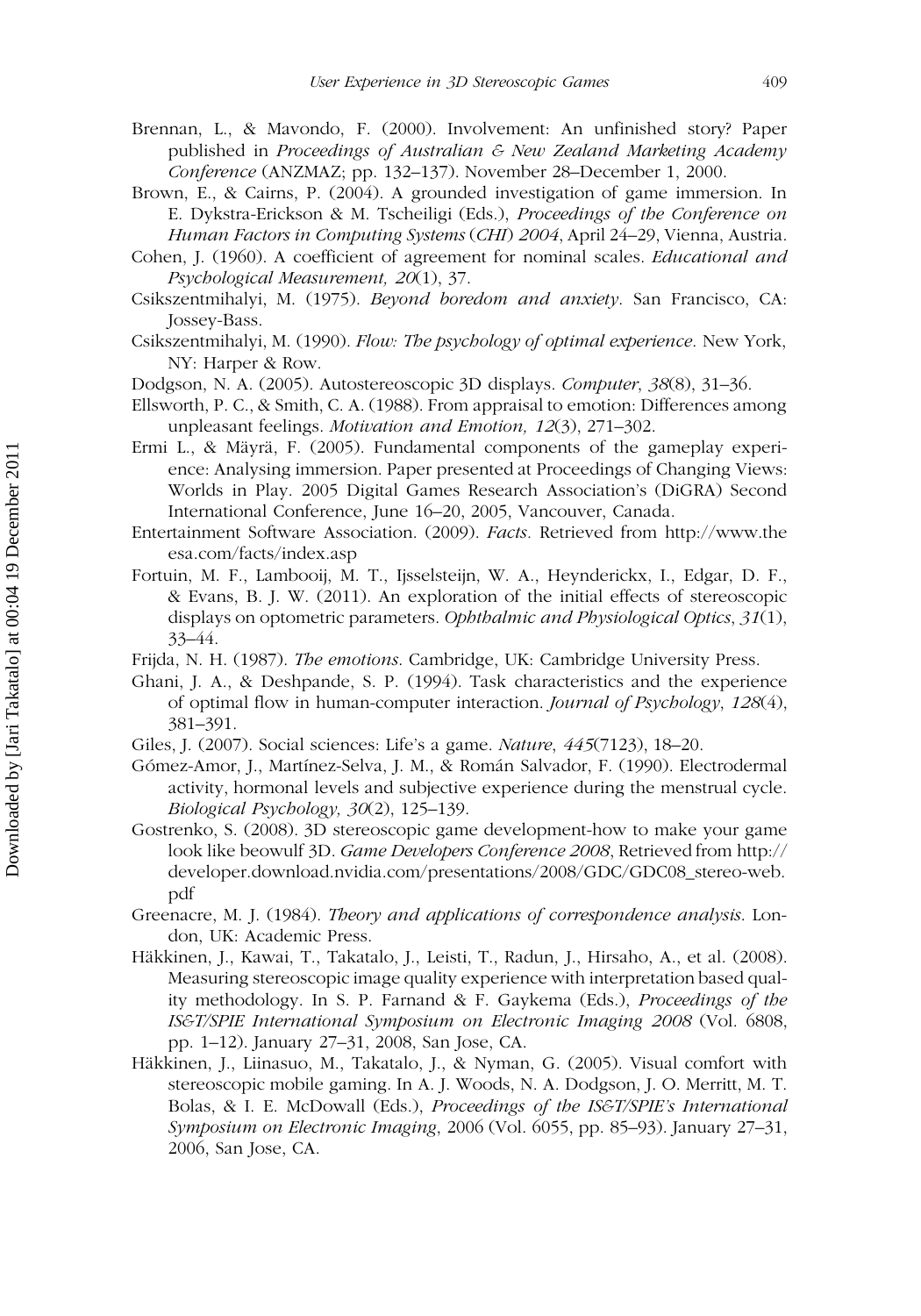Brennan, L., & Mavondo, F. (2000). Involvement: An unfinished story? Paper published in *Proceedings of Australian & New Zealand Marketing Academy Conference* (ANZMAZ; pp. 132–137). November 28–December 1, 2000.

Brown, E., & Cairns, P. (2004). A grounded investigation of game immersion. In E. Dykstra-Erickson & M. Tscheiligi (Eds.), *Proceedings of the Conference on Human Factors in Computing Systems (CHI) 2004*, April 24–29, Vienna, Austria.

Cohen, J. (1960). A coefficient of agreement for nominal scales. *Educational and Psychological Measurement, 20*(1), 37.

Csikszentmihalyi, M. (1975). *Beyond boredom and anxiety*. San Francisco, CA: Jossey-Bass.

Csikszentmihalyi, M. (1990). *Flow: The psychology of optimal experience*. New York, NY: Harper & Row.

Dodgson, N. A. (2005). Autostereoscopic 3D displays. *Computer, 38*(8), 31–36.

Ellsworth, P. C., & Smith, C. A. (1988). From appraisal to emotion: Differences among unpleasant feelings. *Motivation and Emotion, 12*(3), 271–302.

Ermi L., & Mäyrä, F. (2005). Fundamental components of the gameplay experience: Analysing immersion. Paper presented at Proceedings of Changing Views: Worlds in Play. 2005 Digital Games Research Association's (DiGRA) Second International Conference, June 16–20, 2005, Vancouver, Canada.

Entertainment Software Association. (2009). *Facts*. Retrieved from http://www.theesa.com/facts/index.asp

Fortuin, M. F., Lambooij, M. T., Ijsselsteijn, W. A., Heynderickx, I., Edgar, D. F., & Evans, B. J. W. (2011). An exploration of the initial effects of stereoscopic displays on optometric parameters. *Ophthalmic and Physiological Optics, 31*(1), 33–44.

Frijda, N. H. (1987). *The emotions*. Cambridge, UK: Cambridge University Press.

Ghani, J. A., & Deshpande, S. P. (1994). Task characteristics and the experience of optimal flow in human-computer interaction. *Journal of Psychology, 128*(4), 381–391.

Giles, J. (2007). Social sciences: Life's a game. *Nature, 445*(7123), 18–20.

Gómez-Amor, J., Martínez-Selva, J. M., & Román Salvador, F. (1990). Electrodermal activity, hormonal levels and subjective experience during the menstrual cycle. *Biological Psychology, 30*(2), 125–139.

Gostrenko, S. (2008). 3D stereoscopic game development-how to make your game look like beowulf 3D. *Game Developers Conference 2008*, Retrieved from http://developer.download.nvidia.com/presentations/2008/GDC/GDC08_stereo-web.pdf

Greenacre, M. J. (1984). *Theory and applications of correspondence analysis*. London, UK: Academic Press.

Häkkinen, J., Kawai, T., Takatalo, J., Leisti, T., Radun, J., Hirsaho, A., et al. (2008). Measuring stereoscopic image quality experience with interpretation based quality methodology. In S. P. Farnand & F. Gaykema (Eds.), *Proceedings of the IS&T/SPIE International Symposium on Electronic Imaging 2008* (Vol. 6808, pp. 1–12). January 27–31, 2008, San Jose, CA.

Häkkinen, J., Liinasuo, M., Takatalo, J., & Nyman, G. (2005). Visual comfort with stereoscopic mobile gaming. In A. J. Woods, N. A. Dodgson, J. O. Merritt, M. T. Bolas, & I. E. McDowall (Eds.), *Proceedings of the IS&T/SPIE's International Symposium on Electronic Imaging*, 2006 (Vol. 6055, pp. 85–93). January 27–31, 2006, San Jose, CA.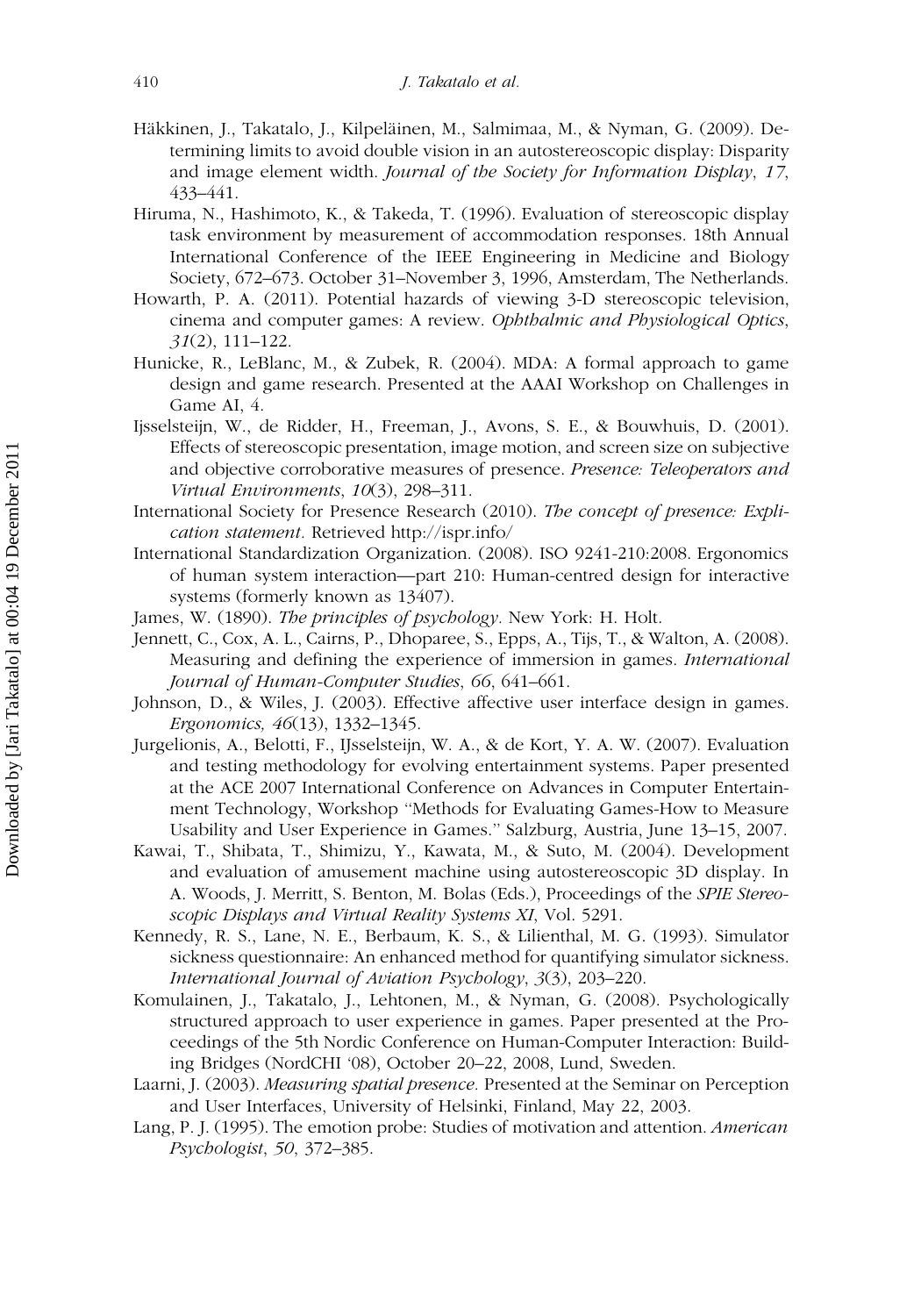Häkkinen, J., Takatalo, J., Kilpeläinen, M., Salmimaa, M., & Nyman, G. (2009). Determining limits to avoid double vision in an autostereoscopic display: Disparity and image element width. *Journal of the Society for Information Display*, *17*, 433–441.

Hiruma, N., Hashimoto, K., & Takeda, T. (1996). Evaluation of stereoscopic display task environment by measurement of accommodation responses. 18th Annual International Conference of the IEEE Engineering in Medicine and Biology Society, 672–673. October 31–November 3, 1996, Amsterdam, The Netherlands.

Howarth, P. A. (2011). Potential hazards of viewing 3-D stereoscopic television, cinema and computer games: A review. *Ophthalmic and Physiological Optics*, *31*(2), 111–122.

Hunicke, R., LeBlanc, M., & Zubek, R. (2004). MDA: A formal approach to game design and game research. Presented at the AAAI Workshop on Challenges in Game AI, 4.

Ijsselsteijn, W., de Ridder, H., Freeman, J., Avons, S. E., & Bouwhuis, D. (2001). Effects of stereoscopic presentation, image motion, and screen size on subjective and objective corroborative measures of presence. *Presence: Teleoperators and Virtual Environments*, *10*(3), 298–311.

International Society for Presence Research (2010). *The concept of presence: Explication statement*. Retrieved http://ispr.info/

International Standardization Organization. (2008). ISO 9241-210:2008. Ergonomics of human system interaction—part 210: Human-centred design for interactive systems (formerly known as 13407).

James, W. (1890). *The principles of psychology*. New York: H. Holt.

Jennett, C., Cox, A. L., Cairns, P., Dhoparee, S., Epps, A., Tijs, T., & Walton, A. (2008). Measuring and defining the experience of immersion in games. *International Journal of Human-Computer Studies*, *66*, 641–661.

Johnson, D., & Wiles, J. (2003). Effective affective user interface design in games. *Ergonomics, 46*(13), 1332–1345.

Jurgelionis, A., Belotti, F., IJsselsteijn, W. A., & de Kort, Y. A. W. (2007). Evaluation and testing methodology for evolving entertainment systems. Paper presented at the ACE 2007 International Conference on Advances in Computer Entertainment Technology, Workshop "Methods for Evaluating Games-How to Measure Usability and User Experience in Games." Salzburg, Austria, June 13–15, 2007.

Kawai, T., Shibata, T., Shimizu, Y., Kawata, M., & Suto, M. (2004). Development and evaluation of amusement machine using autostereoscopic 3D display. In A. Woods, J. Merritt, S. Benton, M. Bolas (Eds.), Proceedings of the *SPIE Stereoscopic Displays and Virtual Reality Systems XI*, Vol. 5291.

Kennedy, R. S., Lane, N. E., Berbaum, K. S., & Lilienthal, M. G. (1993). Simulator sickness questionnaire: An enhanced method for quantifying simulator sickness. *International Journal of Aviation Psychology*, *3*(3), 203–220.

Komulainen, J., Takatalo, J., Lehtonen, M., & Nyman, G. (2008). Psychologically structured approach to user experience in games. Paper presented at the Proceedings of the 5th Nordic Conference on Human-Computer Interaction: Building Bridges (NordCHI '08), October 20–22, 2008, Lund, Sweden.

Laarni, J. (2003). *Measuring spatial presence.* Presented at the Seminar on Perception and User Interfaces, University of Helsinki, Finland, May 22, 2003.

Lang, P. J. (1995). The emotion probe: Studies of motivation and attention. *American Psychologist*, *50*, 372–385.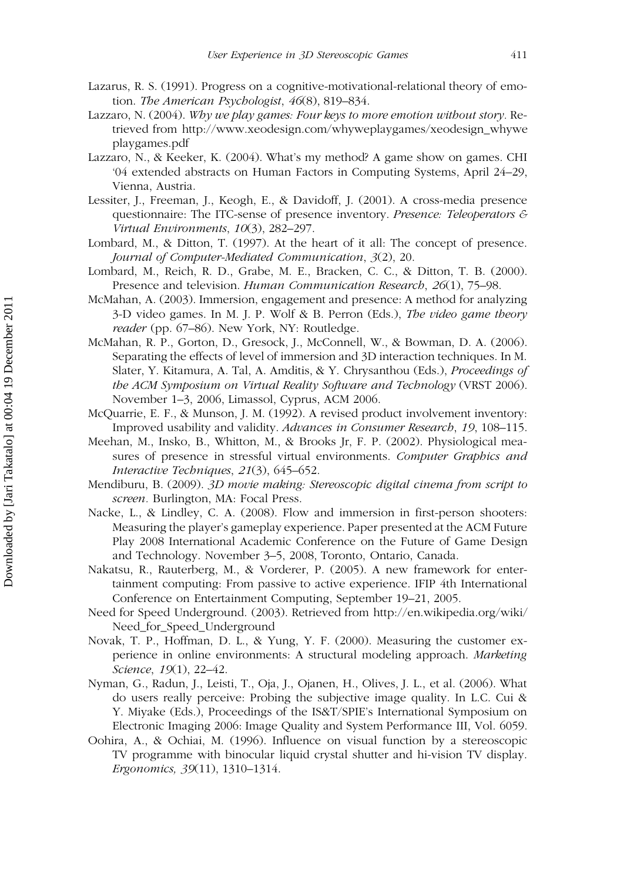Lazarus, R. S. (1991). Progress on a cognitive-motivational-relational theory of emotion. *The American Psychologist*, *46*(8), 819–834.

Lazzaro, N. (2004). *Why we play games: Four keys to more emotion without story*. Retrieved from http://www.xeodesign.com/whyweplaygames/xeodesign_whyweplaygames.pdf

Lazzaro, N., & Keeker, K. (2004). What's my method? A game show on games. CHI '04 extended abstracts on Human Factors in Computing Systems, April 24–29, Vienna, Austria.

Lessiter, J., Freeman, J., Keogh, E., & Davidoff, J. (2001). A cross-media presence questionnaire: The ITC-sense of presence inventory. *Presence: Teleoperators & Virtual Environments*, *10*(3), 282–297.

Lombard, M., & Ditton, T. (1997). At the heart of it all: The concept of presence. *Journal of Computer-Mediated Communication*, *3*(2), 20.

Lombard, M., Reich, R. D., Grabe, M. E., Bracken, C. C., & Ditton, T. B. (2000). Presence and television. *Human Communication Research*, *26*(1), 75–98.

McMahan, A. (2003). Immersion, engagement and presence: A method for analyzing 3-D video games. In M. J. P. Wolf & B. Perron (Eds.), *The video game theory reader* (pp. 67–86). New York, NY: Routledge.

McMahan, R. P., Gorton, D., Gresock, J., McConnell, W., & Bowman, D. A. (2006). Separating the effects of level of immersion and 3D interaction techniques. In M. Slater, Y. Kitamura, A. Tal, A. Amditis, & Y. Chrysanthou (Eds.), *Proceedings of the ACM Symposium on Virtual Reality Software and Technology* (VRST 2006). November 1–3, 2006, Limassol, Cyprus, ACM 2006.

McQuarrie, E. F., & Munson, J. M. (1992). A revised product involvement inventory: Improved usability and validity. *Advances in Consumer Research*, *19*, 108–115.

Meehan, M., Insko, B., Whitton, M., & Brooks Jr, F. P. (2002). Physiological measures of presence in stressful virtual environments. *Computer Graphics and Interactive Techniques*, *21*(3), 645–652.

Mendiburu, B. (2009). *3D movie making: Stereoscopic digital cinema from script to screen*. Burlington, MA: Focal Press.

Nacke, L., & Lindley, C. A. (2008). Flow and immersion in first-person shooters: Measuring the player's gameplay experience. Paper presented at the ACM Future Play 2008 International Academic Conference on the Future of Game Design and Technology. November 3–5, 2008, Toronto, Ontario, Canada.

Nakatsu, R., Rauterberg, M., & Vorderer, P. (2005). A new framework for entertainment computing: From passive to active experience. IFIP 4th International Conference on Entertainment Computing, September 19–21, 2005.

Need for Speed Underground. (2003). Retrieved from http://en.wikipedia.org/wiki/Need_for_Speed_Underground

Novak, T. P., Hoffman, D. L., & Yung, Y. F. (2000). Measuring the customer experience in online environments: A structural modeling approach. *Marketing Science*, *19*(1), 22–42.

Nyman, G., Radun, J., Leisti, T., Oja, J., Ojanen, H., Olives, J. L., et al. (2006). What do users really perceive: Probing the subjective image quality. In L.C. Cui & Y. Miyake (Eds.), Proceedings of the IS&T/SPIE's International Symposium on Electronic Imaging 2006: Image Quality and System Performance III, Vol. 6059.

Oohira, A., & Ochiai, M. (1996). Influence on visual function by a stereoscopic TV programme with binocular liquid crystal shutter and hi-vision TV display. *Ergonomics, 39*(11), 1310–1314.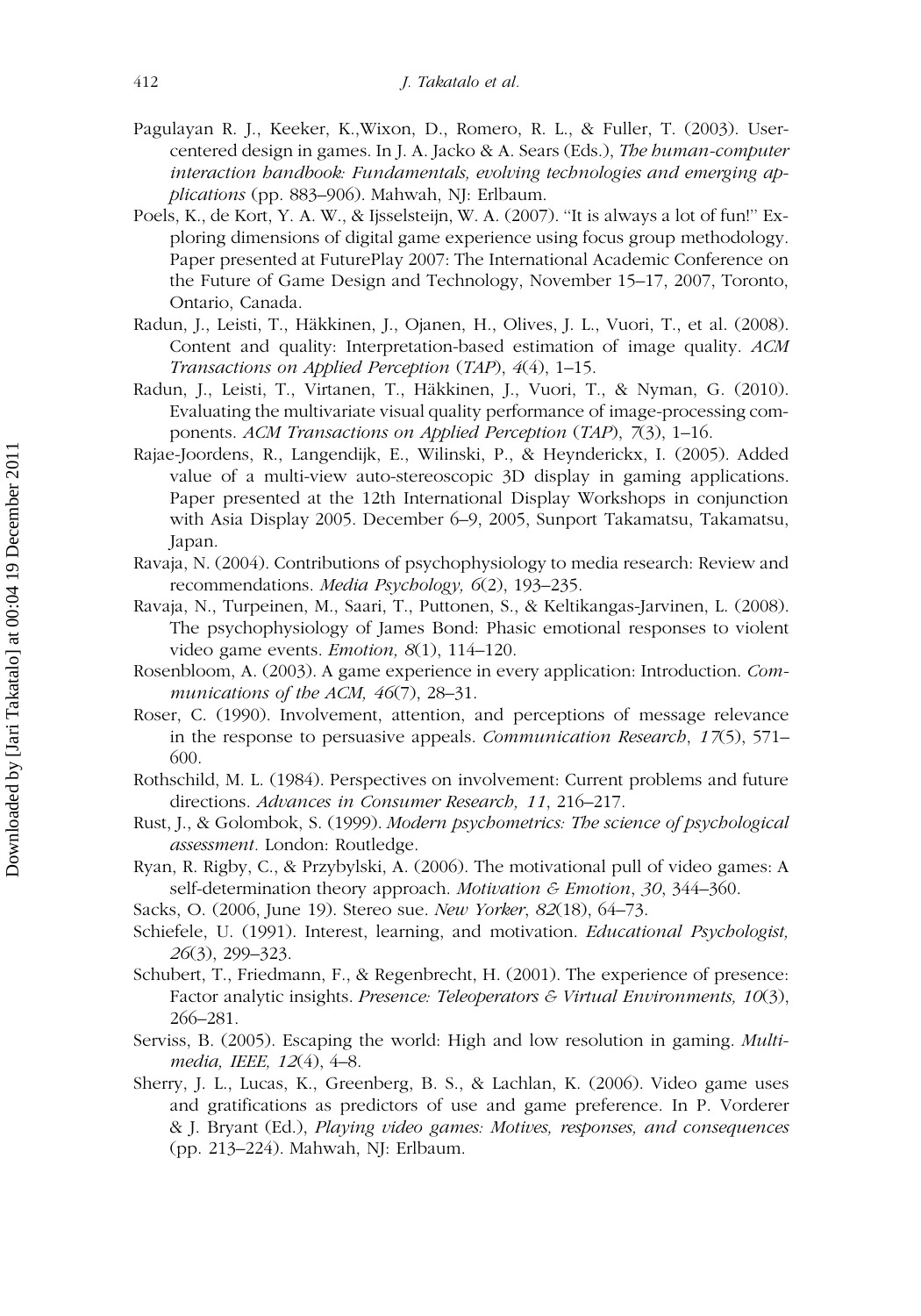Pagulayan R. J., Keeker, K.,Wixon, D., Romero, R. L., & Fuller, T. (2003). User-centered design in games. In J. A. Jacko & A. Sears (Eds.), *The human-computer interaction handbook: Fundamentals, evolving technologies and emerging applications* (pp. 883–906). Mahwah, NJ: Erlbaum.

Poels, K., de Kort, Y. A. W., & Ijsselsteijn, W. A. (2007). "It is always a lot of fun!" Exploring dimensions of digital game experience using focus group methodology. Paper presented at FuturePlay 2007: The International Academic Conference on the Future of Game Design and Technology, November 15–17, 2007, Toronto, Ontario, Canada.

Radun, J., Leisti, T., Häkkinen, J., Ojanen, H., Olives, J. L., Vuori, T., et al. (2008). Content and quality: Interpretation-based estimation of image quality. *ACM Transactions on Applied Perception* (*TAP*), *4*(4), 1–15.

Radun, J., Leisti, T., Virtanen, T., Häkkinen, J., Vuori, T., & Nyman, G. (2010). Evaluating the multivariate visual quality performance of image-processing components. *ACM Transactions on Applied Perception* (*TAP*), *7*(3), 1–16.

Rajae-Joordens, R., Langendijk, E., Wilinski, P., & Heynderickx, I. (2005). Added value of a multi-view auto-stereoscopic 3D display in gaming applications. Paper presented at the 12th International Display Workshops in conjunction with Asia Display 2005. December 6–9, 2005, Sunport Takamatsu, Takamatsu, Japan.

Ravaja, N. (2004). Contributions of psychophysiology to media research: Review and recommendations. *Media Psychology, 6*(2), 193–235.

Ravaja, N., Turpeinen, M., Saari, T., Puttonen, S., & Keltikangas-Jarvinen, L. (2008). The psychophysiology of James Bond: Phasic emotional responses to violent video game events. *Emotion, 8*(1), 114–120.

Rosenbloom, A. (2003). A game experience in every application: Introduction. *Communications of the ACM, 46*(7), 28–31.

Roser, C. (1990). Involvement, attention, and perceptions of message relevance in the response to persuasive appeals. *Communication Research*, *17*(5), 571–600.

Rothschild, M. L. (1984). Perspectives on involvement: Current problems and future directions. *Advances in Consumer Research, 11*, 216–217.

Rust, J., & Golombok, S. (1999). *Modern psychometrics: The science of psychological assessment*. London: Routledge.

Ryan, R. Rigby, C., & Przybylski, A. (2006). The motivational pull of video games: A self-determination theory approach. *Motivation & Emotion*, *30*, 344–360.

Sacks, O. (2006, June 19). Stereo sue. *New Yorker*, *82*(18), 64–73.

Schiefele, U. (1991). Interest, learning, and motivation. *Educational Psychologist, 26*(3), 299–323.

Schubert, T., Friedmann, F., & Regenbrecht, H. (2001). The experience of presence: Factor analytic insights. *Presence: Teleoperators & Virtual Environments, 10*(3), 266–281.

Serviss, B. (2005). Escaping the world: High and low resolution in gaming. *Multimedia, IEEE, 12*(4), 4–8.

Sherry, J. L., Lucas, K., Greenberg, B. S., & Lachlan, K. (2006). Video game uses and gratifications as predictors of use and game preference. In P. Vorderer & J. Bryant (Ed.), *Playing video games: Motives, responses, and consequences* (pp. 213–224). Mahwah, NJ: Erlbaum.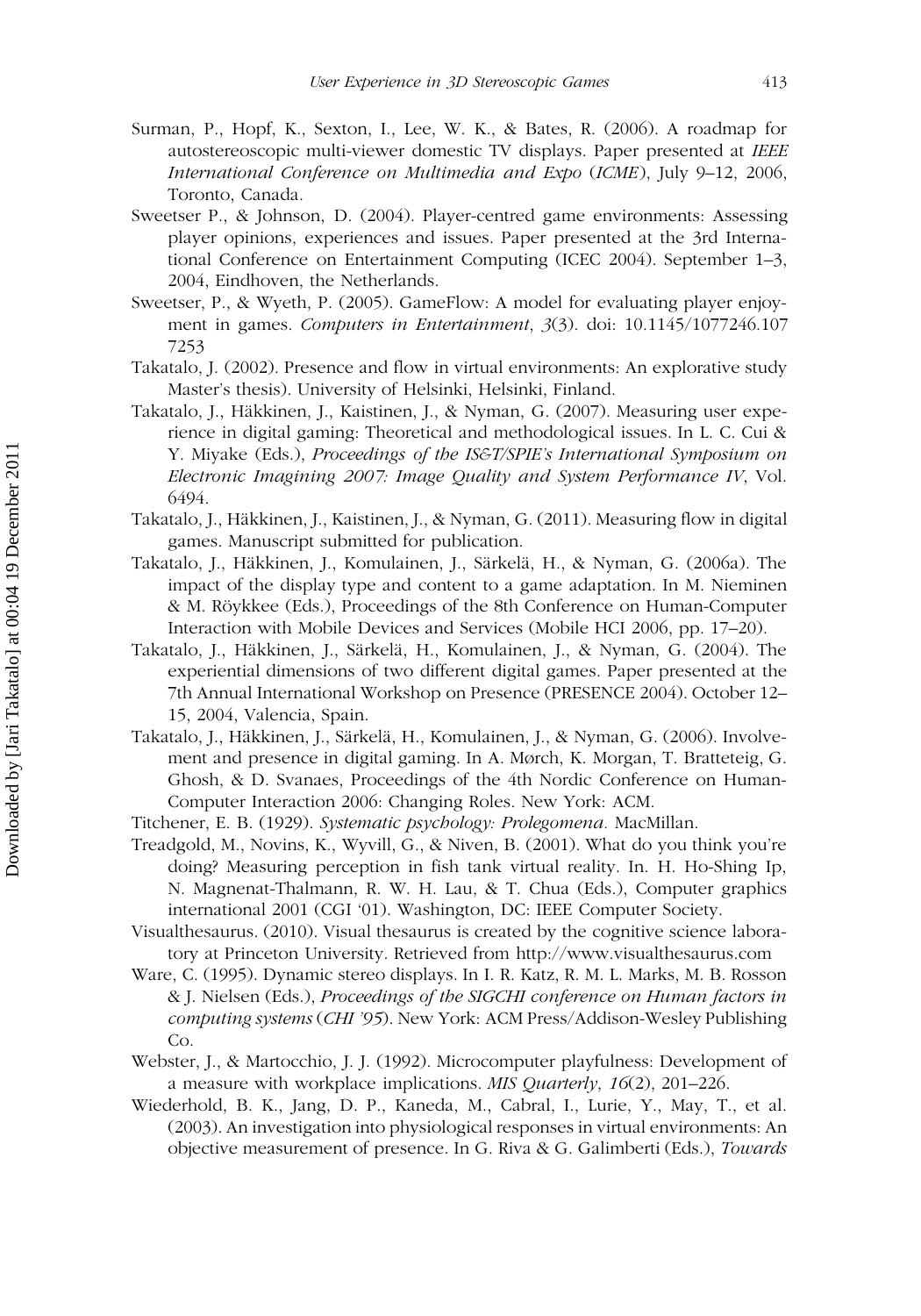Surman, P., Hopf, K., Sexton, I., Lee, W. K., & Bates, R. (2006). A roadmap for autostereoscopic multi-viewer domestic TV displays. Paper presented at *IEEE International Conference on Multimedia and Expo* (*ICME*), July 9–12, 2006, Toronto, Canada.

Sweetser P., & Johnson, D. (2004). Player-centred game environments: Assessing player opinions, experiences and issues. Paper presented at the 3rd International Conference on Entertainment Computing (ICEC 2004). September 1–3, 2004, Eindhoven, the Netherlands.

Sweetser, P., & Wyeth, P. (2005). GameFlow: A model for evaluating player enjoyment in games. *Computers in Entertainment*, *3*(3). doi: 10.1145/1077246.1077253

Takatalo, J. (2002). Presence and flow in virtual environments: An explorative study Master's thesis). University of Helsinki, Helsinki, Finland.

Takatalo, J., Häkkinen, J., Kaistinen, J., & Nyman, G. (2007). Measuring user experience in digital gaming: Theoretical and methodological issues. In L. C. Cui & Y. Miyake (Eds.), *Proceedings of the IS&T/SPIE's International Symposium on Electronic Imagining 2007: Image Quality and System Performance IV*, Vol. 6494.

Takatalo, J., Häkkinen, J., Kaistinen, J., & Nyman, G. (2011). Measuring flow in digital games. Manuscript submitted for publication.

Takatalo, J., Häkkinen, J., Komulainen, J., Särkelä, H., & Nyman, G. (2006a). The impact of the display type and content to a game adaptation. In M. Nieminen & M. Röykkee (Eds.), Proceedings of the 8th Conference on Human-Computer Interaction with Mobile Devices and Services (Mobile HCI 2006, pp. 17–20).

Takatalo, J., Häkkinen, J., Särkelä, H., Komulainen, J., & Nyman, G. (2004). The experiential dimensions of two different digital games. Paper presented at the 7th Annual International Workshop on Presence (PRESENCE 2004). October 12–15, 2004, Valencia, Spain.

Takatalo, J., Häkkinen, J., Särkelä, H., Komulainen, J., & Nyman, G. (2006). Involvement and presence in digital gaming. In A. Mørch, K. Morgan, T. Bratteteig, G. Ghosh, & D. Svanaes, Proceedings of the 4th Nordic Conference on Human-Computer Interaction 2006: Changing Roles. New York: ACM.

Titchener, E. B. (1929). *Systematic psychology: Prolegomena.* MacMillan.

Treadgold, M., Novins, K., Wyvill, G., & Niven, B. (2001). What do you think you're doing? Measuring perception in fish tank virtual reality. In. H. Ho-Shing Ip, N. Magnenat-Thalmann, R. W. H. Lau, & T. Chua (Eds.), Computer graphics international 2001 (CGI '01). Washington, DC: IEEE Computer Society.

Visualthesaurus. (2010). Visual thesaurus is created by the cognitive science laboratory at Princeton University. Retrieved from http://www.visualthesaurus.com

Ware, C. (1995). Dynamic stereo displays. In I. R. Katz, R. M. L. Marks, M. B. Rosson & J. Nielsen (Eds.), *Proceedings of the SIGCHI conference on Human factors in computing systems* (*CHI '95*). New York: ACM Press/Addison-Wesley Publishing Co.

Webster, J., & Martocchio, J. J. (1992). Microcomputer playfulness: Development of a measure with workplace implications. *MIS Quarterly*, *16*(2), 201–226.

Wiederhold, B. K., Jang, D. P., Kaneda, M., Cabral, I., Lurie, Y., May, T., et al. (2003). An investigation into physiological responses in virtual environments: An objective measurement of presence. In G. Riva & G. Galimberti (Eds.), *Towards*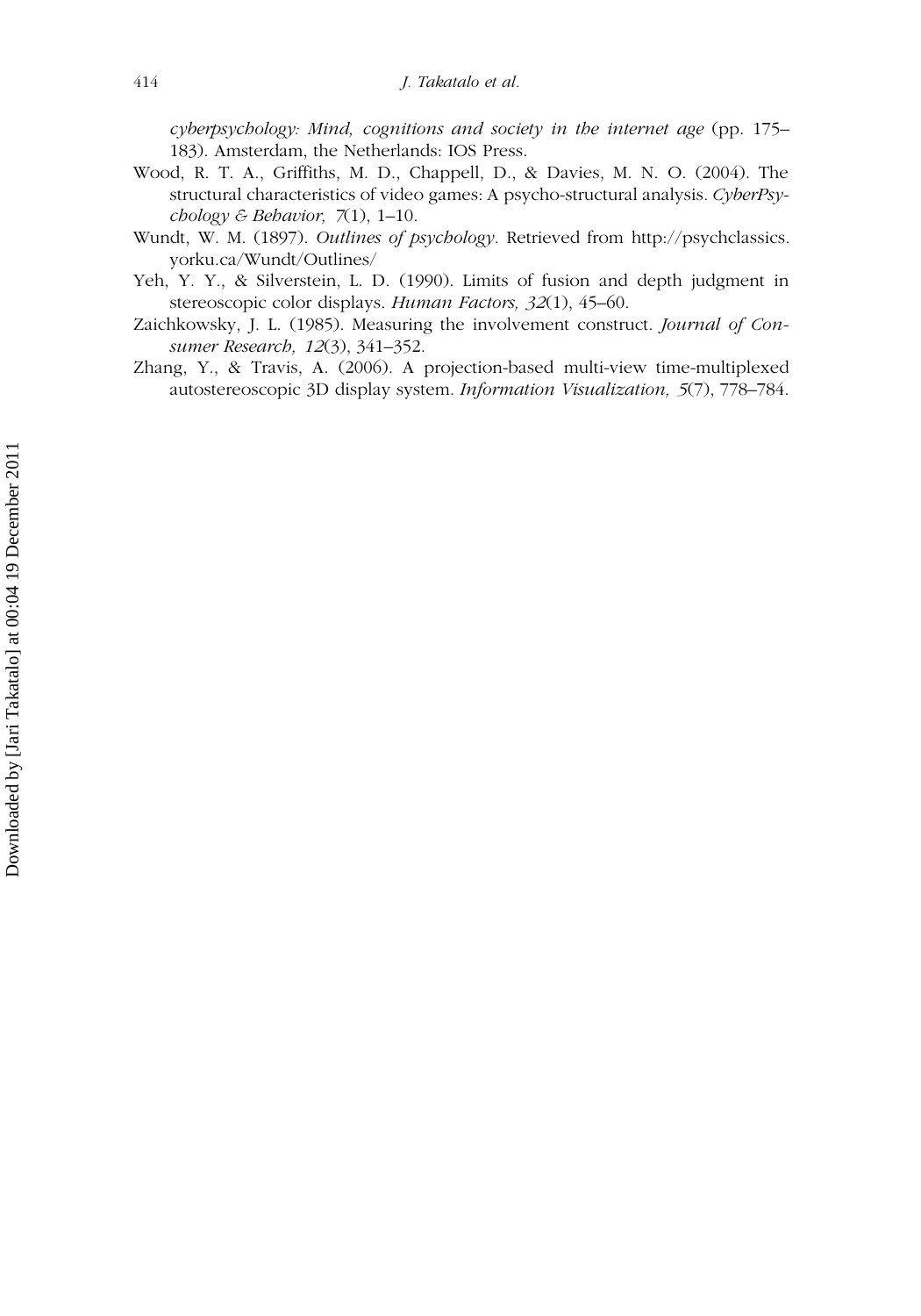*cyberpsychology: Mind, cognitions and society in the internet age* (pp. 175–183). Amsterdam, the Netherlands: IOS Press.

Wood, R. T. A., Griffiths, M. D., Chappell, D., & Davies, M. N. O. (2004). The structural characteristics of video games: A psycho-structural analysis. *CyberPsychology & Behavior, 7*(1), 1–10.

Wundt, W. M. (1897). *Outlines of psychology*. Retrieved from http://psychclassics.yorku.ca/Wundt/Outlines/

Yeh, Y. Y., & Silverstein, L. D. (1990). Limits of fusion and depth judgment in stereoscopic color displays. *Human Factors, 32*(1), 45–60.

Zaichkowsky, J. L. (1985). Measuring the involvement construct. *Journal of Consumer Research, 12*(3), 341–352.

Zhang, Y., & Travis, A. (2006). A projection-based multi-view time-multiplexed autostereoscopic 3D display system. *Information Visualization, 5*(7), 778–784.